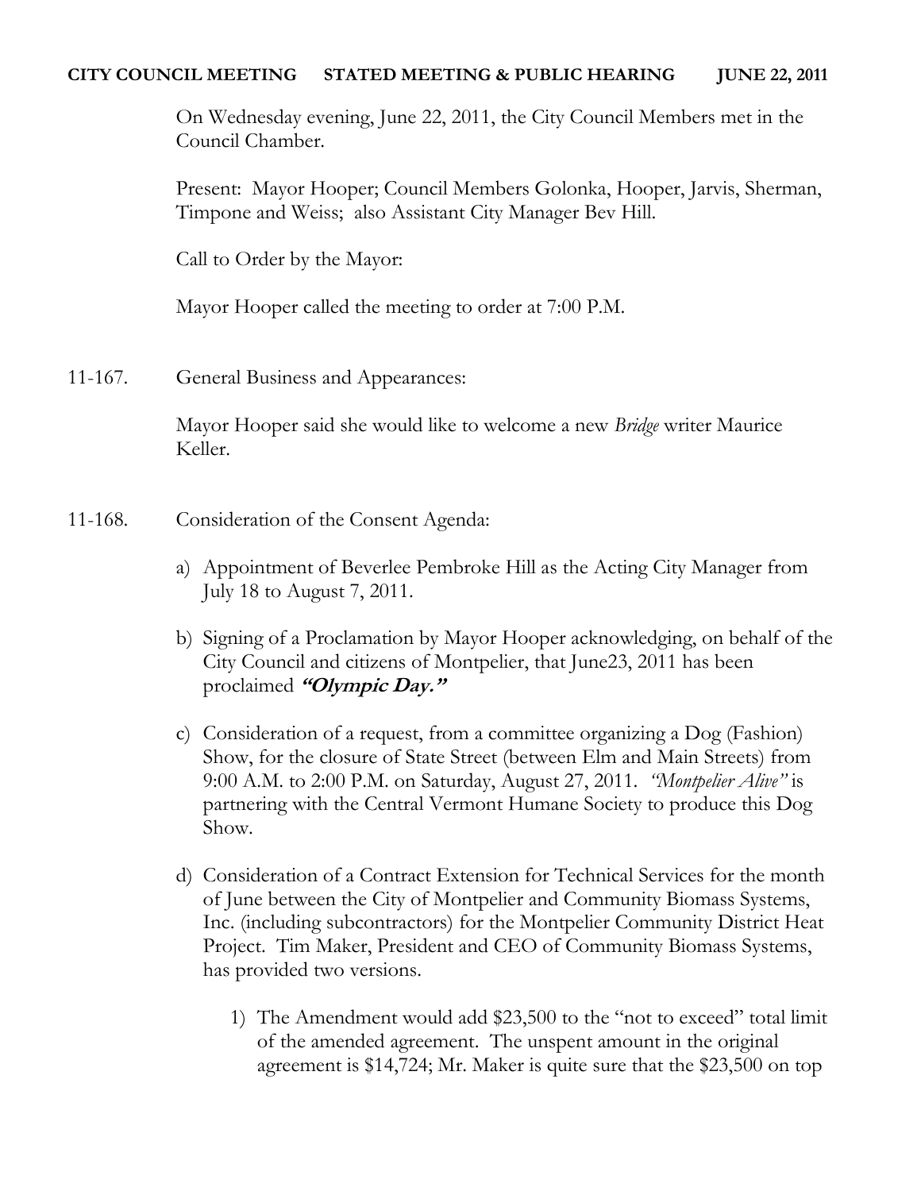**CITY COUNCIL MEETING STATED MEETING & PUBLIC HEARING JUNE 22, 2011**

On Wednesday evening, June 22, 2011, the City Council Members met in the Council Chamber.

Present: Mayor Hooper; Council Members Golonka, Hooper, Jarvis, Sherman, Timpone and Weiss; also Assistant City Manager Bev Hill.

Call to Order by the Mayor:

Mayor Hooper called the meeting to order at 7:00 P.M.

11-167. General Business and Appearances:

Mayor Hooper said she would like to welcome a new *Bridge* writer Maurice Keller.

11-168. Consideration of the Consent Agenda:

a) Appointment of Beverlee Pembroke Hill as the Acting City Manager from July 18 to August 7, 2011.

b) Signing of a Proclamation by Mayor Hooper acknowledging, on behalf of the City Council and citizens of Montpelier, that June23, 2011 has been proclaimed ***"Olympic Day."***

c) Consideration of a request, from a committee organizing a Dog (Fashion) Show, for the closure of State Street (between Elm and Main Streets) from 9:00 A.M. to 2:00 P.M. on Saturday, August 27, 2011. *"Montpelier Alive"* is partnering with the Central Vermont Humane Society to produce this Dog Show.

d) Consideration of a Contract Extension for Technical Services for the month of June between the City of Montpelier and Community Biomass Systems, Inc. (including subcontractors) for the Montpelier Community District Heat Project. Tim Maker, President and CEO of Community Biomass Systems, has provided two versions.

   1) The Amendment would add $23,500 to the "not to exceed" total limit of the amended agreement. The unspent amount in the original agreement is $14,724; Mr. Maker is quite sure that the $23,500 on top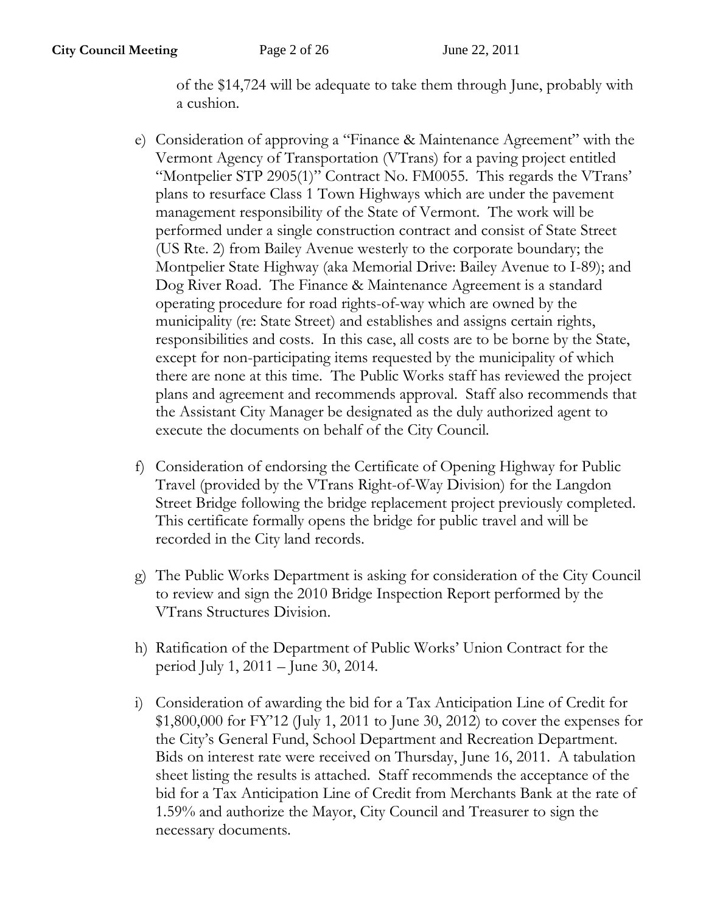of the $14,724 will be adequate to take them through June, probably with a cushion.

e) Consideration of approving a "Finance & Maintenance Agreement" with the Vermont Agency of Transportation (VTrans) for a paving project entitled "Montpelier STP 2905(1)" Contract No. FM0055. This regards the VTrans' plans to resurface Class 1 Town Highways which are under the pavement management responsibility of the State of Vermont. The work will be performed under a single construction contract and consist of State Street (US Rte. 2) from Bailey Avenue westerly to the corporate boundary; the Montpelier State Highway (aka Memorial Drive: Bailey Avenue to I-89); and Dog River Road. The Finance & Maintenance Agreement is a standard operating procedure for road rights-of-way which are owned by the municipality (re: State Street) and establishes and assigns certain rights, responsibilities and costs. In this case, all costs are to be borne by the State, except for non-participating items requested by the municipality of which there are none at this time. The Public Works staff has reviewed the project plans and agreement and recommends approval. Staff also recommends that the Assistant City Manager be designated as the duly authorized agent to execute the documents on behalf of the City Council.

f) Consideration of endorsing the Certificate of Opening Highway for Public Travel (provided by the VTrans Right-of-Way Division) for the Langdon Street Bridge following the bridge replacement project previously completed. This certificate formally opens the bridge for public travel and will be recorded in the City land records.

g) The Public Works Department is asking for consideration of the City Council to review and sign the 2010 Bridge Inspection Report performed by the VTrans Structures Division.

h) Ratification of the Department of Public Works' Union Contract for the period July 1, 2011 – June 30, 2014.

i) Consideration of awarding the bid for a Tax Anticipation Line of Credit for $1,800,000 for FY'12 (July 1, 2011 to June 30, 2012) to cover the expenses for the City's General Fund, School Department and Recreation Department. Bids on interest rate were received on Thursday, June 16, 2011. A tabulation sheet listing the results is attached. Staff recommends the acceptance of the bid for a Tax Anticipation Line of Credit from Merchants Bank at the rate of 1.59% and authorize the Mayor, City Council and Treasurer to sign the necessary documents.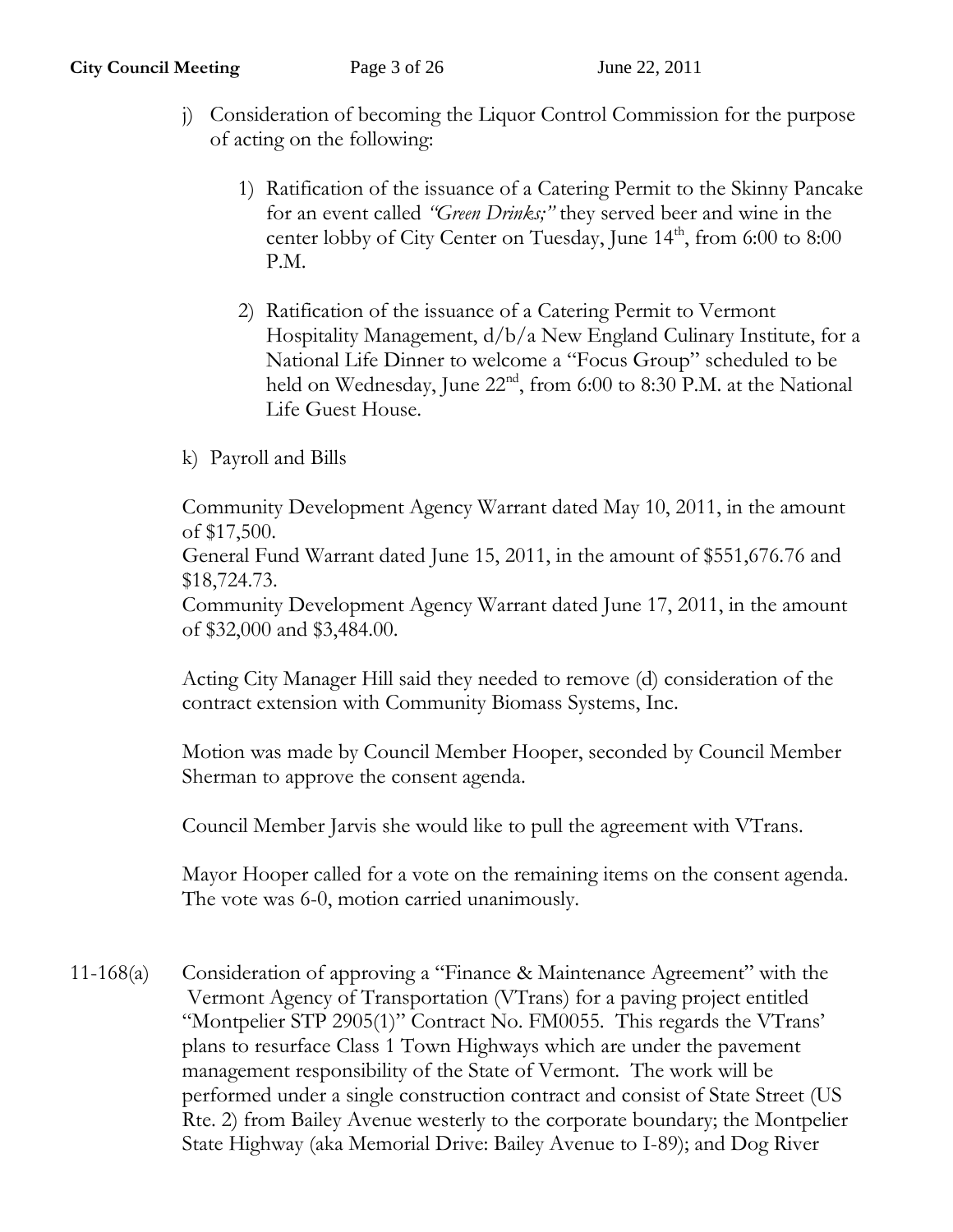j) Consideration of becoming the Liquor Control Commission for the purpose of acting on the following:

   1) Ratification of the issuance of a Catering Permit to the Skinny Pancake for an event called *"Green Drinks;"* they served beer and wine in the center lobby of City Center on Tuesday, June 14th, from 6:00 to 8:00 P.M.

   2) Ratification of the issuance of a Catering Permit to Vermont Hospitality Management, d/b/a New England Culinary Institute, for a National Life Dinner to welcome a "Focus Group" scheduled to be held on Wednesday, June 22nd, from 6:00 to 8:30 P.M. at the National Life Guest House.

k) Payroll and Bills

Community Development Agency Warrant dated May 10, 2011, in the amount of $17,500.
General Fund Warrant dated June 15, 2011, in the amount of $551,676.76 and $18,724.73.
Community Development Agency Warrant dated June 17, 2011, in the amount of $32,000 and $3,484.00.

Acting City Manager Hill said they needed to remove (d) consideration of the contract extension with Community Biomass Systems, Inc.

Motion was made by Council Member Hooper, seconded by Council Member Sherman to approve the consent agenda.

Council Member Jarvis she would like to pull the agreement with VTrans.

Mayor Hooper called for a vote on the remaining items on the consent agenda. The vote was 6-0, motion carried unanimously.

11-168(a) Consideration of approving a "Finance & Maintenance Agreement" with the Vermont Agency of Transportation (VTrans) for a paving project entitled "Montpelier STP 2905(1)" Contract No. FM0055. This regards the VTrans' plans to resurface Class 1 Town Highways which are under the pavement management responsibility of the State of Vermont. The work will be performed under a single construction contract and consist of State Street (US Rte. 2) from Bailey Avenue westerly to the corporate boundary; the Montpelier State Highway (aka Memorial Drive: Bailey Avenue to I-89); and Dog River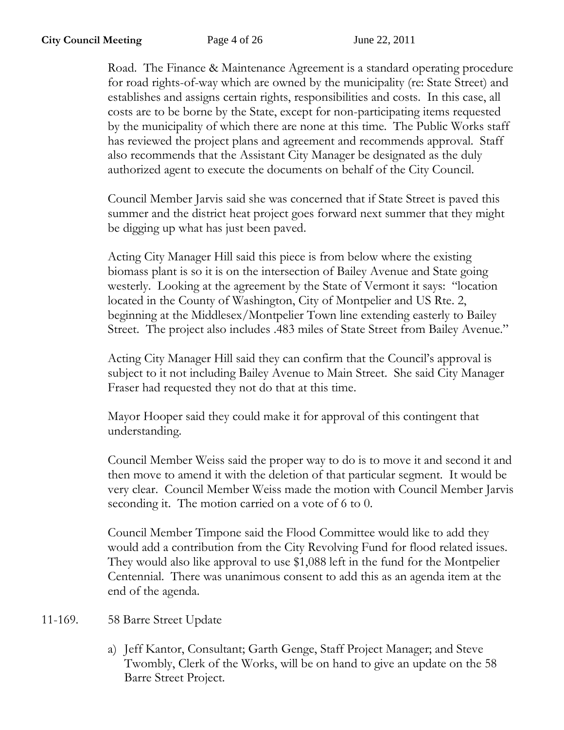Road. The Finance & Maintenance Agreement is a standard operating procedure for road rights-of-way which are owned by the municipality (re: State Street) and establishes and assigns certain rights, responsibilities and costs. In this case, all costs are to be borne by the State, except for non-participating items requested by the municipality of which there are none at this time. The Public Works staff has reviewed the project plans and agreement and recommends approval. Staff also recommends that the Assistant City Manager be designated as the duly authorized agent to execute the documents on behalf of the City Council.

Council Member Jarvis said she was concerned that if State Street is paved this summer and the district heat project goes forward next summer that they might be digging up what has just been paved.

Acting City Manager Hill said this piece is from below where the existing biomass plant is so it is on the intersection of Bailey Avenue and State going westerly. Looking at the agreement by the State of Vermont it says: "location located in the County of Washington, City of Montpelier and US Rte. 2, beginning at the Middlesex/Montpelier Town line extending easterly to Bailey Street. The project also includes .483 miles of State Street from Bailey Avenue."

Acting City Manager Hill said they can confirm that the Council's approval is subject to it not including Bailey Avenue to Main Street. She said City Manager Fraser had requested they not do that at this time.

Mayor Hooper said they could make it for approval of this contingent that understanding.

Council Member Weiss said the proper way to do is to move it and second it and then move to amend it with the deletion of that particular segment. It would be very clear. Council Member Weiss made the motion with Council Member Jarvis seconding it. The motion carried on a vote of 6 to 0.

Council Member Timpone said the Flood Committee would like to add they would add a contribution from the City Revolving Fund for flood related issues. They would also like approval to use $1,088 left in the fund for the Montpelier Centennial. There was unanimous consent to add this as an agenda item at the end of the agenda.

11-169. 58 Barre Street Update

a) Jeff Kantor, Consultant; Garth Genge, Staff Project Manager; and Steve Twombly, Clerk of the Works, will be on hand to give an update on the 58 Barre Street Project.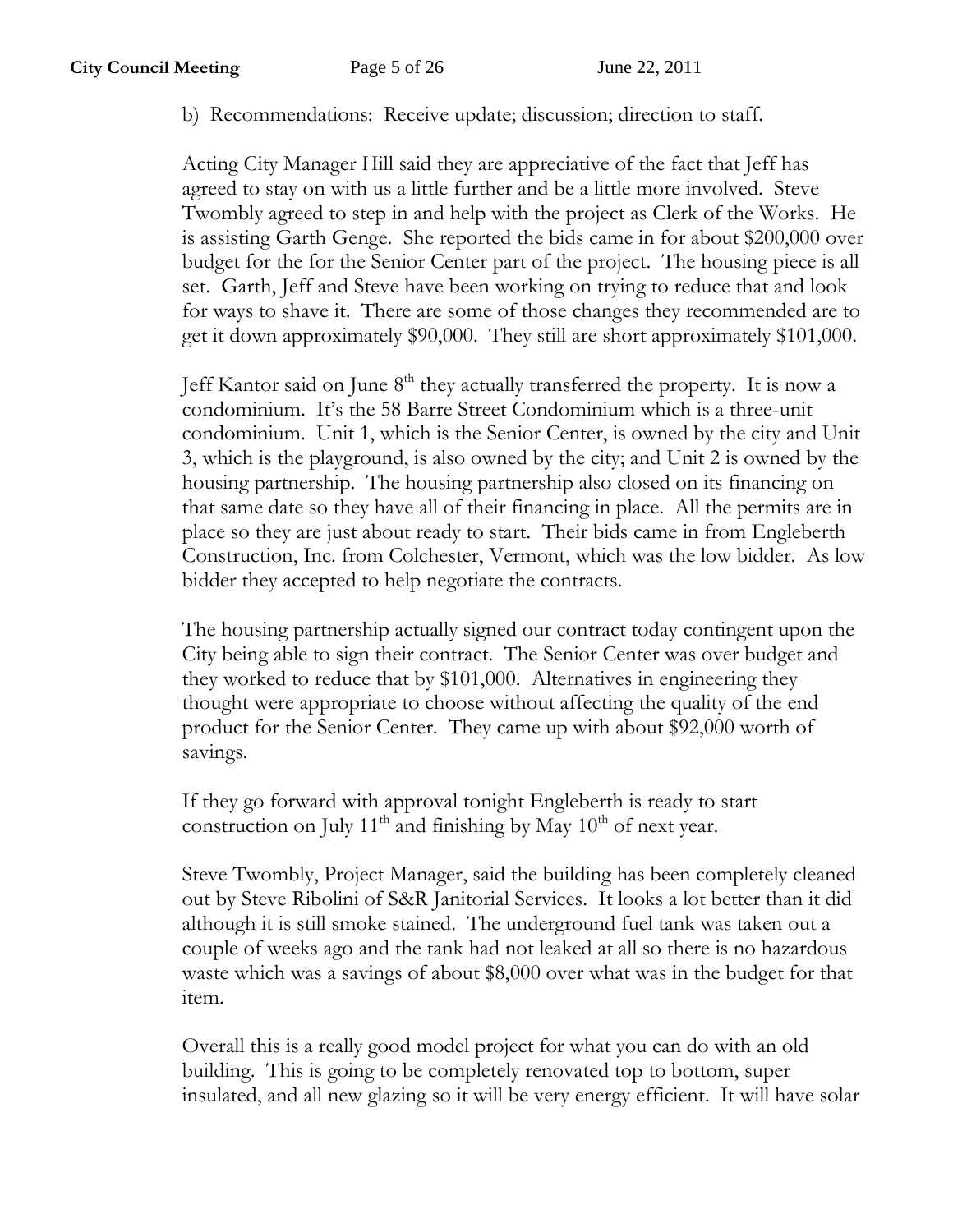b) Recommendations: Receive update; discussion; direction to staff.

Acting City Manager Hill said they are appreciative of the fact that Jeff has agreed to stay on with us a little further and be a little more involved. Steve Twombly agreed to step in and help with the project as Clerk of the Works. He is assisting Garth Genge. She reported the bids came in for about $200,000 over budget for the for the Senior Center part of the project. The housing piece is all set. Garth, Jeff and Steve have been working on trying to reduce that and look for ways to shave it. There are some of those changes they recommended are to get it down approximately $90,000. They still are short approximately $101,000.

Jeff Kantor said on June 8th they actually transferred the property. It is now a condominium. It's the 58 Barre Street Condominium which is a three-unit condominium. Unit 1, which is the Senior Center, is owned by the city and Unit 3, which is the playground, is also owned by the city; and Unit 2 is owned by the housing partnership. The housing partnership also closed on its financing on that same date so they have all of their financing in place. All the permits are in place so they are just about ready to start. Their bids came in from Engleberth Construction, Inc. from Colchester, Vermont, which was the low bidder. As low bidder they accepted to help negotiate the contracts.

The housing partnership actually signed our contract today contingent upon the City being able to sign their contract. The Senior Center was over budget and they worked to reduce that by $101,000. Alternatives in engineering they thought were appropriate to choose without affecting the quality of the end product for the Senior Center. They came up with about $92,000 worth of savings.

If they go forward with approval tonight Engleberth is ready to start construction on July 11th and finishing by May 10th of next year.

Steve Twombly, Project Manager, said the building has been completely cleaned out by Steve Ribolini of S&R Janitorial Services. It looks a lot better than it did although it is still smoke stained. The underground fuel tank was taken out a couple of weeks ago and the tank had not leaked at all so there is no hazardous waste which was a savings of about $8,000 over what was in the budget for that item.

Overall this is a really good model project for what you can do with an old building. This is going to be completely renovated top to bottom, super insulated, and all new glazing so it will be very energy efficient. It will have solar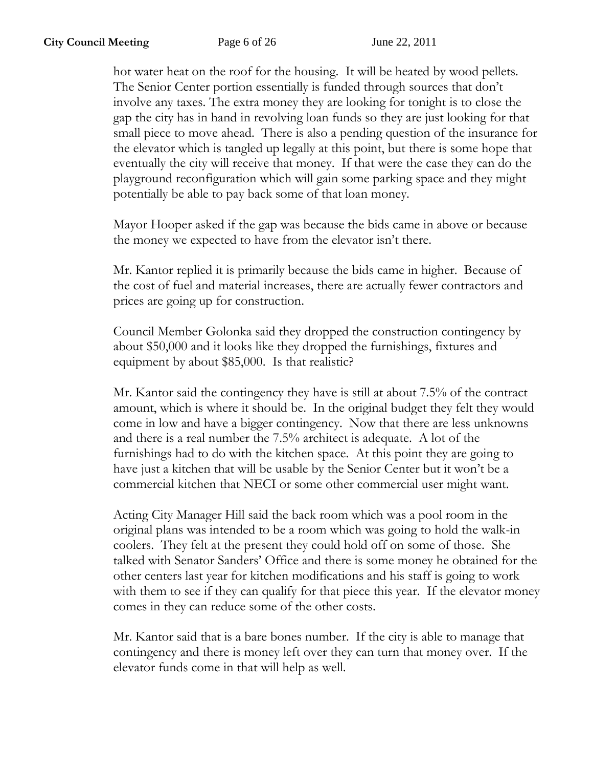hot water heat on the roof for the housing. It will be heated by wood pellets. The Senior Center portion essentially is funded through sources that don't involve any taxes. The extra money they are looking for tonight is to close the gap the city has in hand in revolving loan funds so they are just looking for that small piece to move ahead. There is also a pending question of the insurance for the elevator which is tangled up legally at this point, but there is some hope that eventually the city will receive that money. If that were the case they can do the playground reconfiguration which will gain some parking space and they might potentially be able to pay back some of that loan money.

Mayor Hooper asked if the gap was because the bids came in above or because the money we expected to have from the elevator isn't there.

Mr. Kantor replied it is primarily because the bids came in higher. Because of the cost of fuel and material increases, there are actually fewer contractors and prices are going up for construction.

Council Member Golonka said they dropped the construction contingency by about $50,000 and it looks like they dropped the furnishings, fixtures and equipment by about $85,000. Is that realistic?

Mr. Kantor said the contingency they have is still at about 7.5% of the contract amount, which is where it should be. In the original budget they felt they would come in low and have a bigger contingency. Now that there are less unknowns and there is a real number the 7.5% architect is adequate. A lot of the furnishings had to do with the kitchen space. At this point they are going to have just a kitchen that will be usable by the Senior Center but it won't be a commercial kitchen that NECI or some other commercial user might want.

Acting City Manager Hill said the back room which was a pool room in the original plans was intended to be a room which was going to hold the walk-in coolers. They felt at the present they could hold off on some of those. She talked with Senator Sanders' Office and there is some money he obtained for the other centers last year for kitchen modifications and his staff is going to work with them to see if they can qualify for that piece this year. If the elevator money comes in they can reduce some of the other costs.

Mr. Kantor said that is a bare bones number. If the city is able to manage that contingency and there is money left over they can turn that money over. If the elevator funds come in that will help as well.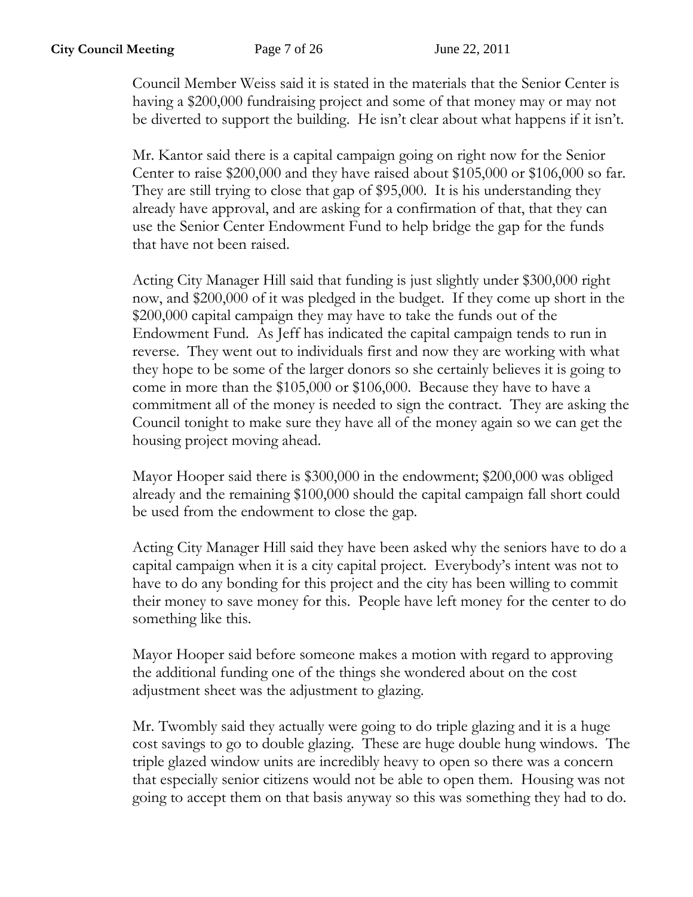Council Member Weiss said it is stated in the materials that the Senior Center is having a $200,000 fundraising project and some of that money may or may not be diverted to support the building. He isn't clear about what happens if it isn't.

Mr. Kantor said there is a capital campaign going on right now for the Senior Center to raise $200,000 and they have raised about $105,000 or $106,000 so far. They are still trying to close that gap of $95,000. It is his understanding they already have approval, and are asking for a confirmation of that, that they can use the Senior Center Endowment Fund to help bridge the gap for the funds that have not been raised.

Acting City Manager Hill said that funding is just slightly under $300,000 right now, and $200,000 of it was pledged in the budget. If they come up short in the $200,000 capital campaign they may have to take the funds out of the Endowment Fund. As Jeff has indicated the capital campaign tends to run in reverse. They went out to individuals first and now they are working with what they hope to be some of the larger donors so she certainly believes it is going to come in more than the $105,000 or $106,000. Because they have to have a commitment all of the money is needed to sign the contract. They are asking the Council tonight to make sure they have all of the money again so we can get the housing project moving ahead.

Mayor Hooper said there is $300,000 in the endowment; $200,000 was obliged already and the remaining $100,000 should the capital campaign fall short could be used from the endowment to close the gap.

Acting City Manager Hill said they have been asked why the seniors have to do a capital campaign when it is a city capital project. Everybody's intent was not to have to do any bonding for this project and the city has been willing to commit their money to save money for this. People have left money for the center to do something like this.

Mayor Hooper said before someone makes a motion with regard to approving the additional funding one of the things she wondered about on the cost adjustment sheet was the adjustment to glazing.

Mr. Twombly said they actually were going to do triple glazing and it is a huge cost savings to go to double glazing. These are huge double hung windows. The triple glazed window units are incredibly heavy to open so there was a concern that especially senior citizens would not be able to open them. Housing was not going to accept them on that basis anyway so this was something they had to do.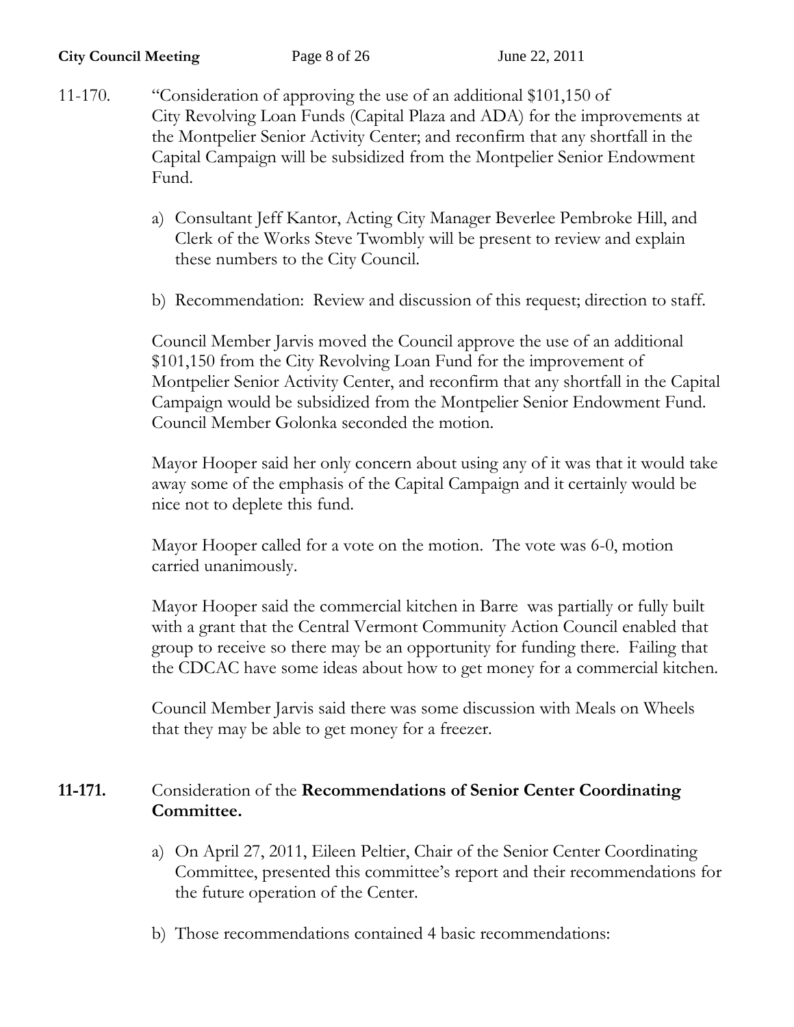11-170. "Consideration of approving the use of an additional $101,150 of City Revolving Loan Funds (Capital Plaza and ADA) for the improvements at the Montpelier Senior Activity Center; and reconfirm that any shortfall in the Capital Campaign will be subsidized from the Montpelier Senior Endowment Fund.

a) Consultant Jeff Kantor, Acting City Manager Beverlee Pembroke Hill, and Clerk of the Works Steve Twombly will be present to review and explain these numbers to the City Council.

b) Recommendation: Review and discussion of this request; direction to staff.

Council Member Jarvis moved the Council approve the use of an additional $101,150 from the City Revolving Loan Fund for the improvement of Montpelier Senior Activity Center, and reconfirm that any shortfall in the Capital Campaign would be subsidized from the Montpelier Senior Endowment Fund. Council Member Golonka seconded the motion.

Mayor Hooper said her only concern about using any of it was that it would take away some of the emphasis of the Capital Campaign and it certainly would be nice not to deplete this fund.

Mayor Hooper called for a vote on the motion. The vote was 6-0, motion carried unanimously.

Mayor Hooper said the commercial kitchen in Barre was partially or fully built with a grant that the Central Vermont Community Action Council enabled that group to receive so there may be an opportunity for funding there. Failing that the CDCAC have some ideas about how to get money for a commercial kitchen.

Council Member Jarvis said there was some discussion with Meals on Wheels that they may be able to get money for a freezer.

**11-171.** Consideration of the **Recommendations of Senior Center Coordinating Committee.**

a) On April 27, 2011, Eileen Peltier, Chair of the Senior Center Coordinating Committee, presented this committee's report and their recommendations for the future operation of the Center.

b) Those recommendations contained 4 basic recommendations: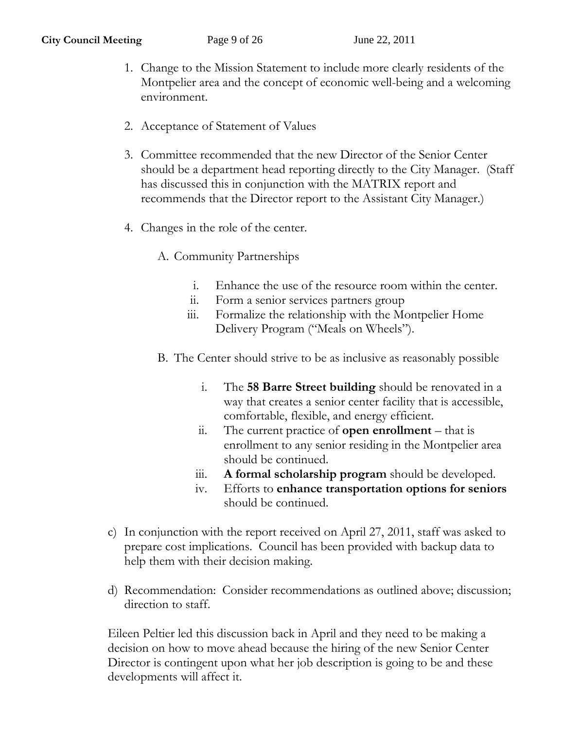1. Change to the Mission Statement to include more clearly residents of the Montpelier area and the concept of economic well-being and a welcoming environment.

2. Acceptance of Statement of Values

3. Committee recommended that the new Director of the Senior Center should be a department head reporting directly to the City Manager. (Staff has discussed this in conjunction with the MATRIX report and recommends that the Director report to the Assistant City Manager.)

4. Changes in the role of the center.

   A. Community Partnerships

      i. Enhance the use of the resource room within the center.
      ii. Form a senior services partners group
      iii. Formalize the relationship with the Montpelier Home Delivery Program ("Meals on Wheels").

   B. The Center should strive to be as inclusive as reasonably possible

      i. The **58 Barre Street building** should be renovated in a way that creates a senior center facility that is accessible, comfortable, flexible, and energy efficient.
      ii. The current practice of **open enrollment** – that is enrollment to any senior residing in the Montpelier area should be continued.
      iii. **A formal scholarship program** should be developed.
      iv. Efforts to **enhance transportation options for seniors** should be continued.

c) In conjunction with the report received on April 27, 2011, staff was asked to prepare cost implications. Council has been provided with backup data to help them with their decision making.

d) Recommendation: Consider recommendations as outlined above; discussion; direction to staff.

Eileen Peltier led this discussion back in April and they need to be making a decision on how to move ahead because the hiring of the new Senior Center Director is contingent upon what her job description is going to be and these developments will affect it.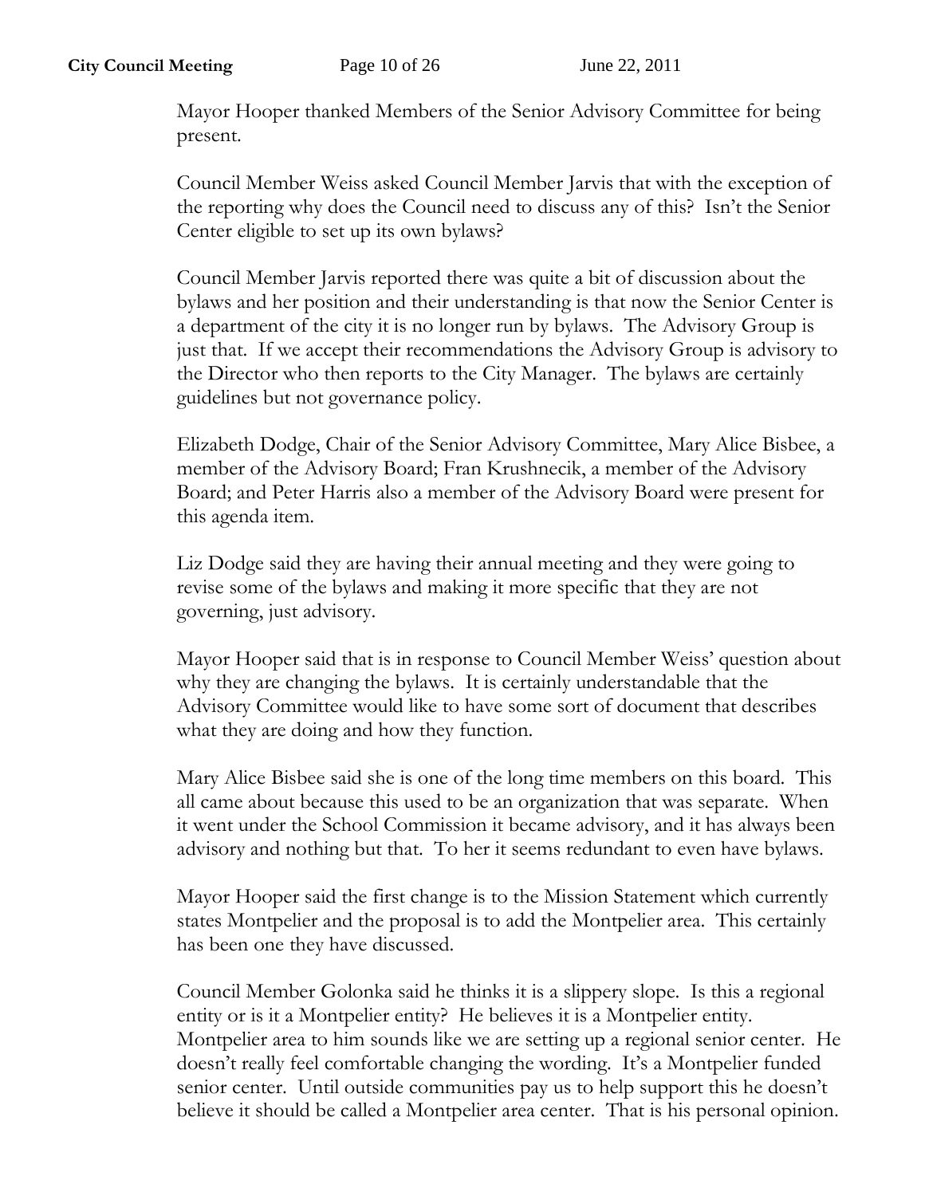Mayor Hooper thanked Members of the Senior Advisory Committee for being present.

Council Member Weiss asked Council Member Jarvis that with the exception of the reporting why does the Council need to discuss any of this? Isn't the Senior Center eligible to set up its own bylaws?

Council Member Jarvis reported there was quite a bit of discussion about the bylaws and her position and their understanding is that now the Senior Center is a department of the city it is no longer run by bylaws. The Advisory Group is just that. If we accept their recommendations the Advisory Group is advisory to the Director who then reports to the City Manager. The bylaws are certainly guidelines but not governance policy.

Elizabeth Dodge, Chair of the Senior Advisory Committee, Mary Alice Bisbee, a member of the Advisory Board; Fran Krushnecik, a member of the Advisory Board; and Peter Harris also a member of the Advisory Board were present for this agenda item.

Liz Dodge said they are having their annual meeting and they were going to revise some of the bylaws and making it more specific that they are not governing, just advisory.

Mayor Hooper said that is in response to Council Member Weiss' question about why they are changing the bylaws. It is certainly understandable that the Advisory Committee would like to have some sort of document that describes what they are doing and how they function.

Mary Alice Bisbee said she is one of the long time members on this board. This all came about because this used to be an organization that was separate. When it went under the School Commission it became advisory, and it has always been advisory and nothing but that. To her it seems redundant to even have bylaws.

Mayor Hooper said the first change is to the Mission Statement which currently states Montpelier and the proposal is to add the Montpelier area. This certainly has been one they have discussed.

Council Member Golonka said he thinks it is a slippery slope. Is this a regional entity or is it a Montpelier entity? He believes it is a Montpelier entity. Montpelier area to him sounds like we are setting up a regional senior center. He doesn't really feel comfortable changing the wording. It's a Montpelier funded senior center. Until outside communities pay us to help support this he doesn't believe it should be called a Montpelier area center. That is his personal opinion.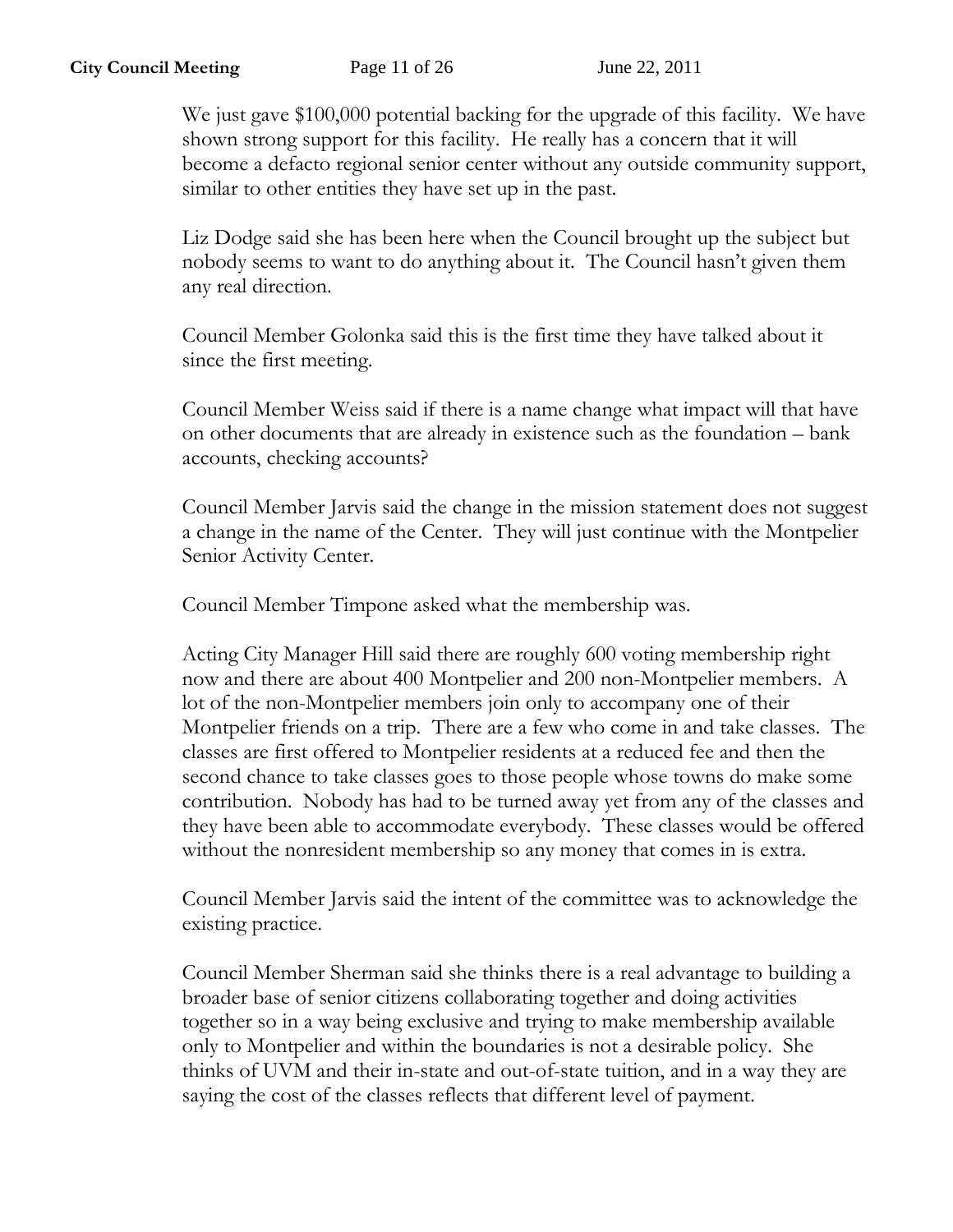We just gave $100,000 potential backing for the upgrade of this facility. We have shown strong support for this facility. He really has a concern that it will become a defacto regional senior center without any outside community support, similar to other entities they have set up in the past.

Liz Dodge said she has been here when the Council brought up the subject but nobody seems to want to do anything about it. The Council hasn't given them any real direction.

Council Member Golonka said this is the first time they have talked about it since the first meeting.

Council Member Weiss said if there is a name change what impact will that have on other documents that are already in existence such as the foundation – bank accounts, checking accounts?

Council Member Jarvis said the change in the mission statement does not suggest a change in the name of the Center. They will just continue with the Montpelier Senior Activity Center.

Council Member Timpone asked what the membership was.

Acting City Manager Hill said there are roughly 600 voting membership right now and there are about 400 Montpelier and 200 non-Montpelier members. A lot of the non-Montpelier members join only to accompany one of their Montpelier friends on a trip. There are a few who come in and take classes. The classes are first offered to Montpelier residents at a reduced fee and then the second chance to take classes goes to those people whose towns do make some contribution. Nobody has had to be turned away yet from any of the classes and they have been able to accommodate everybody. These classes would be offered without the nonresident membership so any money that comes in is extra.

Council Member Jarvis said the intent of the committee was to acknowledge the existing practice.

Council Member Sherman said she thinks there is a real advantage to building a broader base of senior citizens collaborating together and doing activities together so in a way being exclusive and trying to make membership available only to Montpelier and within the boundaries is not a desirable policy. She thinks of UVM and their in-state and out-of-state tuition, and in a way they are saying the cost of the classes reflects that different level of payment.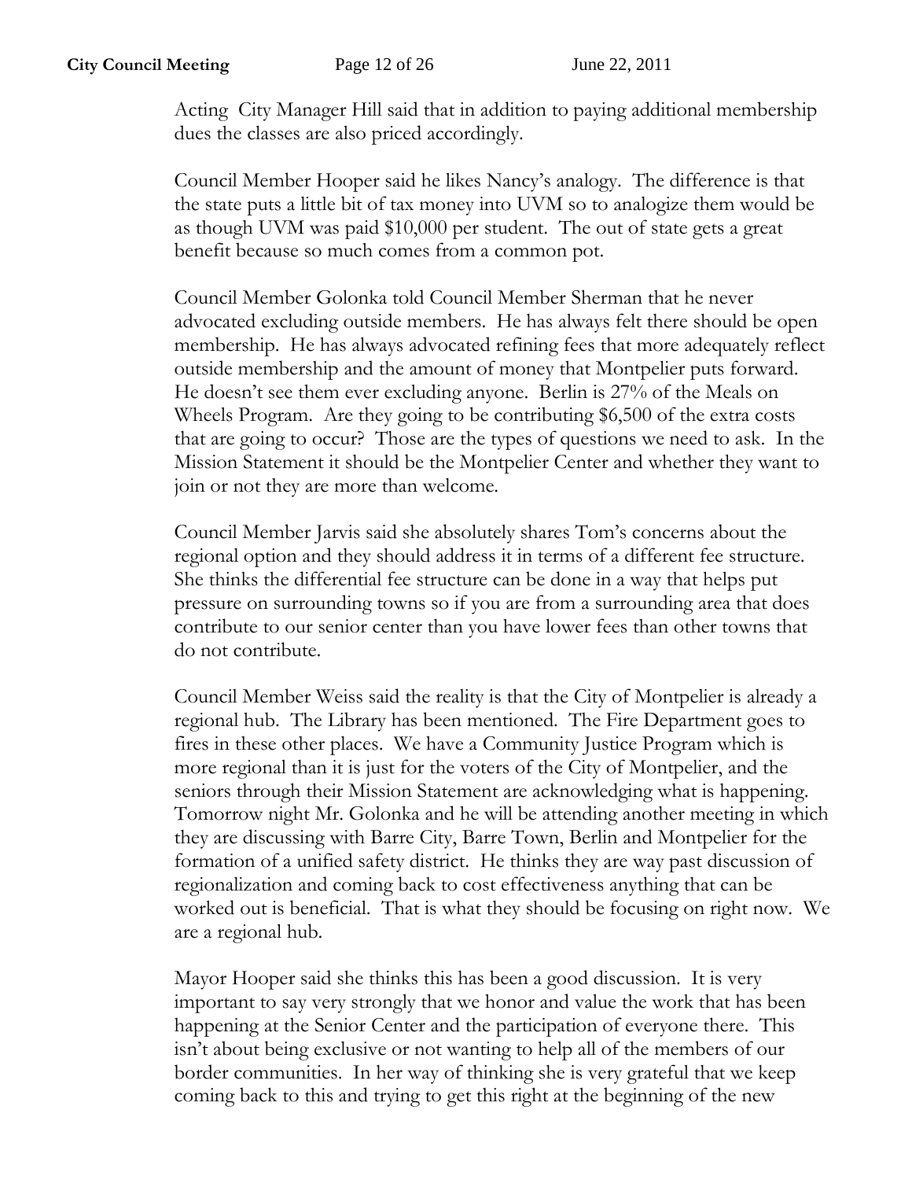Acting City Manager Hill said that in addition to paying additional membership dues the classes are also priced accordingly.

Council Member Hooper said he likes Nancy's analogy. The difference is that the state puts a little bit of tax money into UVM so to analogize them would be as though UVM was paid $10,000 per student. The out of state gets a great benefit because so much comes from a common pot.

Council Member Golonka told Council Member Sherman that he never advocated excluding outside members. He has always felt there should be open membership. He has always advocated refining fees that more adequately reflect outside membership and the amount of money that Montpelier puts forward. He doesn't see them ever excluding anyone. Berlin is 27% of the Meals on Wheels Program. Are they going to be contributing $6,500 of the extra costs that are going to occur? Those are the types of questions we need to ask. In the Mission Statement it should be the Montpelier Center and whether they want to join or not they are more than welcome.

Council Member Jarvis said she absolutely shares Tom's concerns about the regional option and they should address it in terms of a different fee structure. She thinks the differential fee structure can be done in a way that helps put pressure on surrounding towns so if you are from a surrounding area that does contribute to our senior center than you have lower fees than other towns that do not contribute.

Council Member Weiss said the reality is that the City of Montpelier is already a regional hub. The Library has been mentioned. The Fire Department goes to fires in these other places. We have a Community Justice Program which is more regional than it is just for the voters of the City of Montpelier, and the seniors through their Mission Statement are acknowledging what is happening. Tomorrow night Mr. Golonka and he will be attending another meeting in which they are discussing with Barre City, Barre Town, Berlin and Montpelier for the formation of a unified safety district. He thinks they are way past discussion of regionalization and coming back to cost effectiveness anything that can be worked out is beneficial. That is what they should be focusing on right now. We are a regional hub.

Mayor Hooper said she thinks this has been a good discussion. It is very important to say very strongly that we honor and value the work that has been happening at the Senior Center and the participation of everyone there. This isn't about being exclusive or not wanting to help all of the members of our border communities. In her way of thinking she is very grateful that we keep coming back to this and trying to get this right at the beginning of the new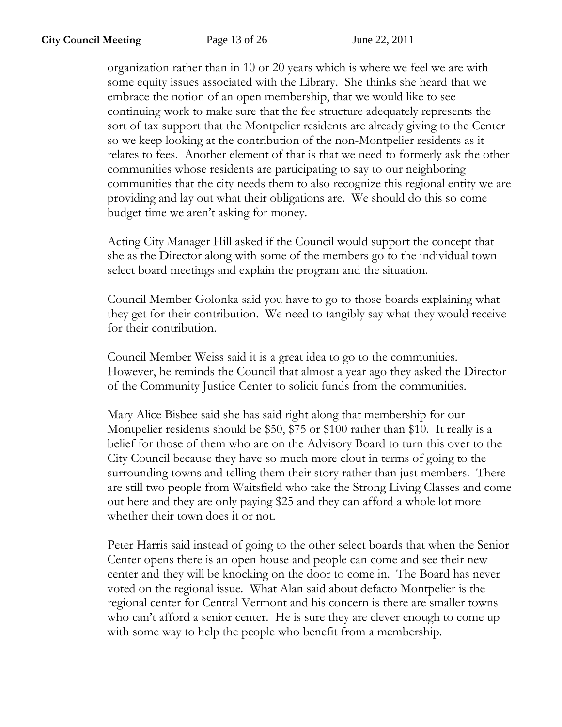organization rather than in 10 or 20 years which is where we feel we are with some equity issues associated with the Library. She thinks she heard that we embrace the notion of an open membership, that we would like to see continuing work to make sure that the fee structure adequately represents the sort of tax support that the Montpelier residents are already giving to the Center so we keep looking at the contribution of the non-Montpelier residents as it relates to fees. Another element of that is that we need to formerly ask the other communities whose residents are participating to say to our neighboring communities that the city needs them to also recognize this regional entity we are providing and lay out what their obligations are. We should do this so come budget time we aren't asking for money.

Acting City Manager Hill asked if the Council would support the concept that she as the Director along with some of the members go to the individual town select board meetings and explain the program and the situation.

Council Member Golonka said you have to go to those boards explaining what they get for their contribution. We need to tangibly say what they would receive for their contribution.

Council Member Weiss said it is a great idea to go to the communities. However, he reminds the Council that almost a year ago they asked the Director of the Community Justice Center to solicit funds from the communities.

Mary Alice Bisbee said she has said right along that membership for our Montpelier residents should be $50, $75 or $100 rather than $10. It really is a belief for those of them who are on the Advisory Board to turn this over to the City Council because they have so much more clout in terms of going to the surrounding towns and telling them their story rather than just members. There are still two people from Waitsfield who take the Strong Living Classes and come out here and they are only paying $25 and they can afford a whole lot more whether their town does it or not.

Peter Harris said instead of going to the other select boards that when the Senior Center opens there is an open house and people can come and see their new center and they will be knocking on the door to come in. The Board has never voted on the regional issue. What Alan said about defacto Montpelier is the regional center for Central Vermont and his concern is there are smaller towns who can't afford a senior center. He is sure they are clever enough to come up with some way to help the people who benefit from a membership.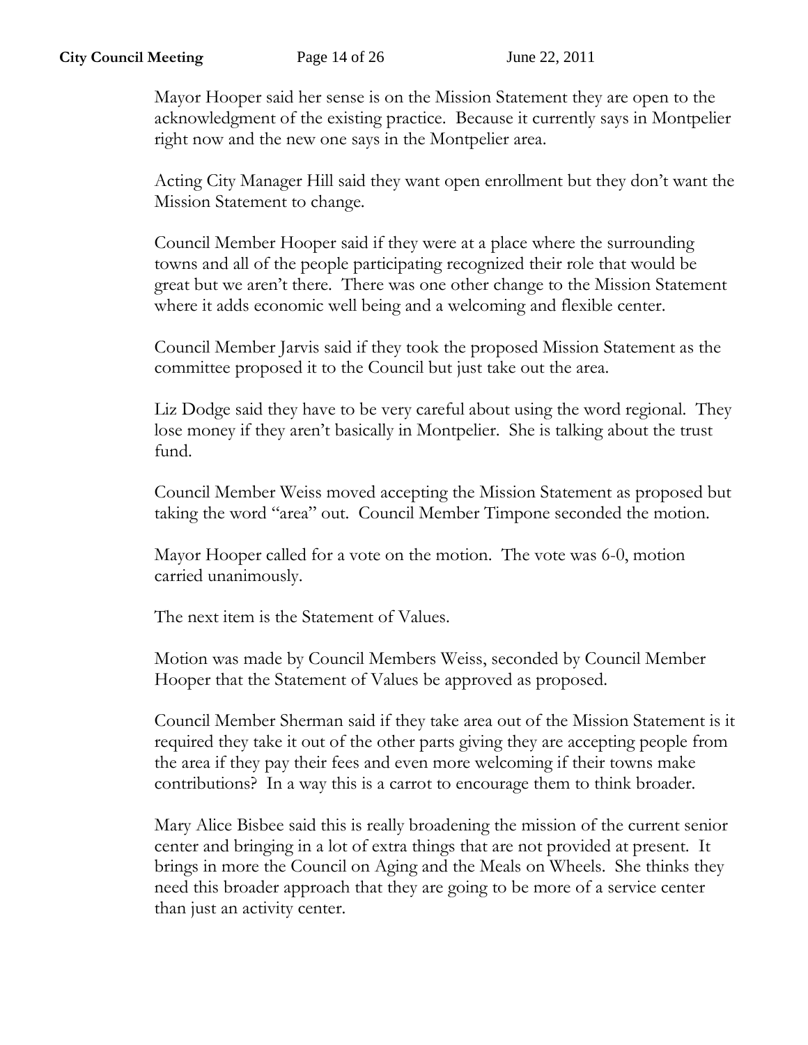Mayor Hooper said her sense is on the Mission Statement they are open to the acknowledgment of the existing practice. Because it currently says in Montpelier right now and the new one says in the Montpelier area.

Acting City Manager Hill said they want open enrollment but they don't want the Mission Statement to change.

Council Member Hooper said if they were at a place where the surrounding towns and all of the people participating recognized their role that would be great but we aren't there. There was one other change to the Mission Statement where it adds economic well being and a welcoming and flexible center.

Council Member Jarvis said if they took the proposed Mission Statement as the committee proposed it to the Council but just take out the area.

Liz Dodge said they have to be very careful about using the word regional. They lose money if they aren't basically in Montpelier. She is talking about the trust fund.

Council Member Weiss moved accepting the Mission Statement as proposed but taking the word "area" out. Council Member Timpone seconded the motion.

Mayor Hooper called for a vote on the motion. The vote was 6-0, motion carried unanimously.

The next item is the Statement of Values.

Motion was made by Council Members Weiss, seconded by Council Member Hooper that the Statement of Values be approved as proposed.

Council Member Sherman said if they take area out of the Mission Statement is it required they take it out of the other parts giving they are accepting people from the area if they pay their fees and even more welcoming if their towns make contributions? In a way this is a carrot to encourage them to think broader.

Mary Alice Bisbee said this is really broadening the mission of the current senior center and bringing in a lot of extra things that are not provided at present. It brings in more the Council on Aging and the Meals on Wheels. She thinks they need this broader approach that they are going to be more of a service center than just an activity center.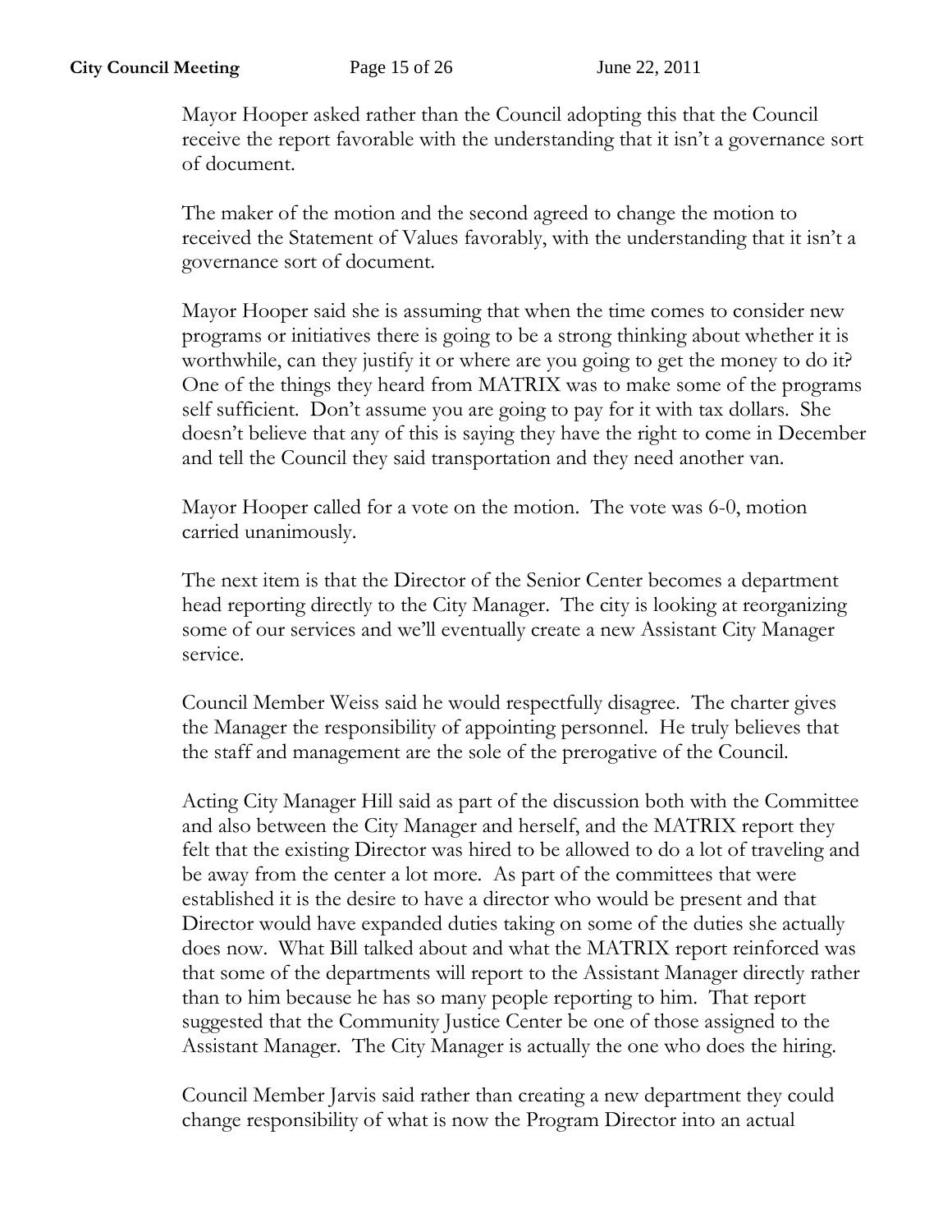Mayor Hooper asked rather than the Council adopting this that the Council receive the report favorable with the understanding that it isn't a governance sort of document.

The maker of the motion and the second agreed to change the motion to received the Statement of Values favorably, with the understanding that it isn't a governance sort of document.

Mayor Hooper said she is assuming that when the time comes to consider new programs or initiatives there is going to be a strong thinking about whether it is worthwhile, can they justify it or where are you going to get the money to do it? One of the things they heard from MATRIX was to make some of the programs self sufficient. Don't assume you are going to pay for it with tax dollars. She doesn't believe that any of this is saying they have the right to come in December and tell the Council they said transportation and they need another van.

Mayor Hooper called for a vote on the motion. The vote was 6-0, motion carried unanimously.

The next item is that the Director of the Senior Center becomes a department head reporting directly to the City Manager. The city is looking at reorganizing some of our services and we'll eventually create a new Assistant City Manager service.

Council Member Weiss said he would respectfully disagree. The charter gives the Manager the responsibility of appointing personnel. He truly believes that the staff and management are the sole of the prerogative of the Council.

Acting City Manager Hill said as part of the discussion both with the Committee and also between the City Manager and herself, and the MATRIX report they felt that the existing Director was hired to be allowed to do a lot of traveling and be away from the center a lot more. As part of the committees that were established it is the desire to have a director who would be present and that Director would have expanded duties taking on some of the duties she actually does now. What Bill talked about and what the MATRIX report reinforced was that some of the departments will report to the Assistant Manager directly rather than to him because he has so many people reporting to him. That report suggested that the Community Justice Center be one of those assigned to the Assistant Manager. The City Manager is actually the one who does the hiring.

Council Member Jarvis said rather than creating a new department they could change responsibility of what is now the Program Director into an actual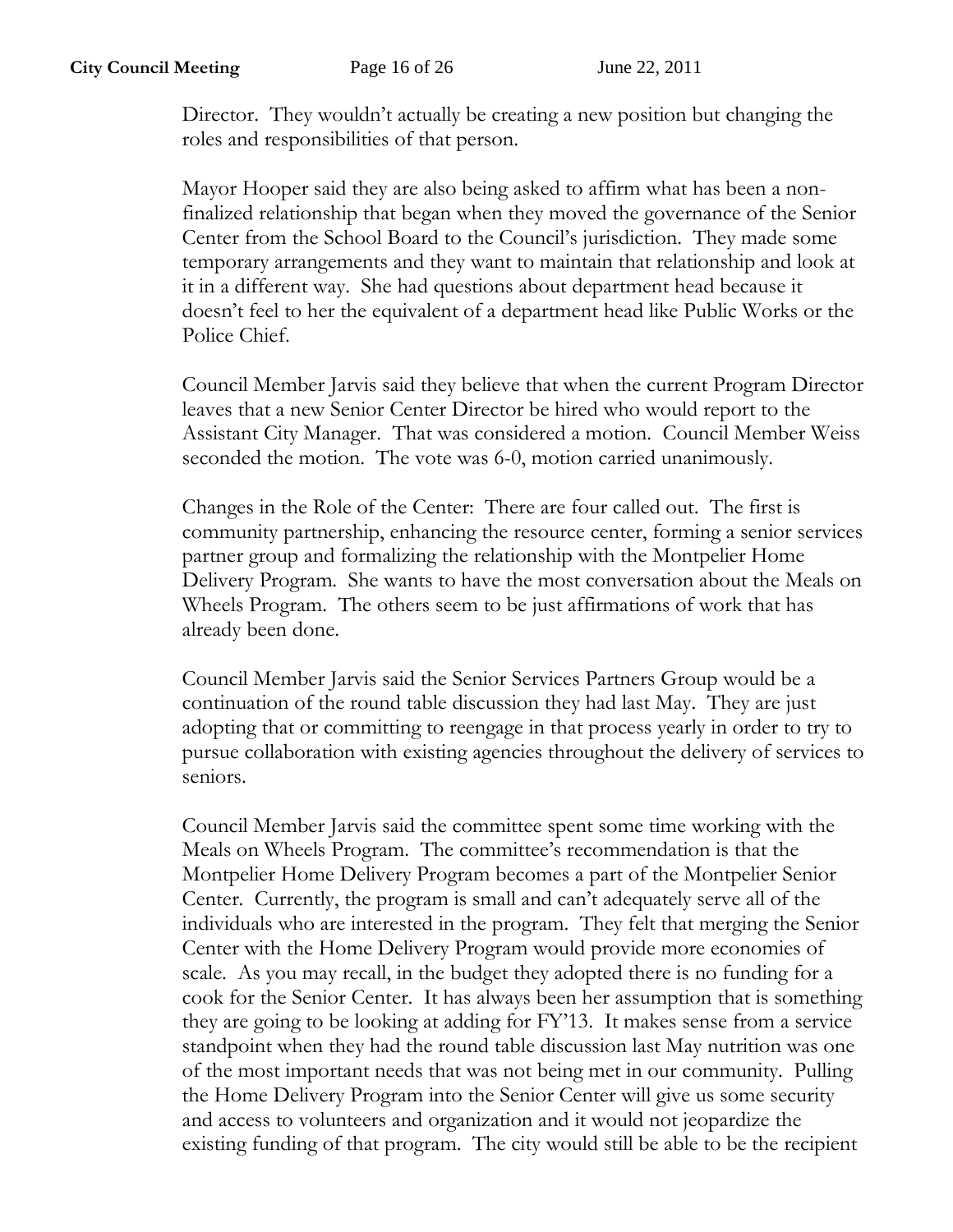Director. They wouldn't actually be creating a new position but changing the roles and responsibilities of that person.

Mayor Hooper said they are also being asked to affirm what has been a non-finalized relationship that began when they moved the governance of the Senior Center from the School Board to the Council's jurisdiction. They made some temporary arrangements and they want to maintain that relationship and look at it in a different way. She had questions about department head because it doesn't feel to her the equivalent of a department head like Public Works or the Police Chief.

Council Member Jarvis said they believe that when the current Program Director leaves that a new Senior Center Director be hired who would report to the Assistant City Manager. That was considered a motion. Council Member Weiss seconded the motion. The vote was 6-0, motion carried unanimously.

Changes in the Role of the Center: There are four called out. The first is community partnership, enhancing the resource center, forming a senior services partner group and formalizing the relationship with the Montpelier Home Delivery Program. She wants to have the most conversation about the Meals on Wheels Program. The others seem to be just affirmations of work that has already been done.

Council Member Jarvis said the Senior Services Partners Group would be a continuation of the round table discussion they had last May. They are just adopting that or committing to reengage in that process yearly in order to try to pursue collaboration with existing agencies throughout the delivery of services to seniors.

Council Member Jarvis said the committee spent some time working with the Meals on Wheels Program. The committee's recommendation is that the Montpelier Home Delivery Program becomes a part of the Montpelier Senior Center. Currently, the program is small and can't adequately serve all of the individuals who are interested in the program. They felt that merging the Senior Center with the Home Delivery Program would provide more economies of scale. As you may recall, in the budget they adopted there is no funding for a cook for the Senior Center. It has always been her assumption that is something they are going to be looking at adding for FY'13. It makes sense from a service standpoint when they had the round table discussion last May nutrition was one of the most important needs that was not being met in our community. Pulling the Home Delivery Program into the Senior Center will give us some security and access to volunteers and organization and it would not jeopardize the existing funding of that program. The city would still be able to be the recipient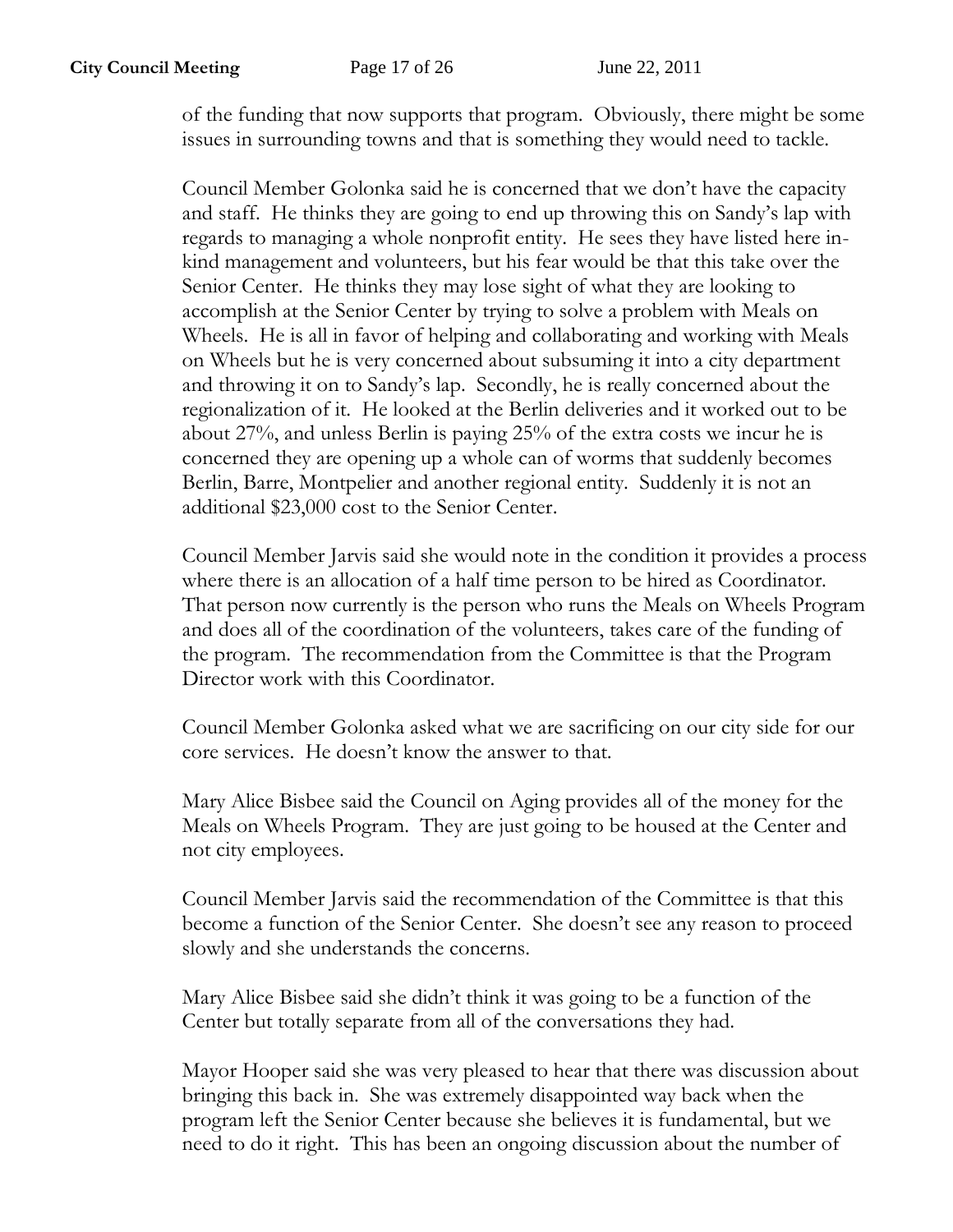of the funding that now supports that program. Obviously, there might be some issues in surrounding towns and that is something they would need to tackle.

Council Member Golonka said he is concerned that we don't have the capacity and staff. He thinks they are going to end up throwing this on Sandy's lap with regards to managing a whole nonprofit entity. He sees they have listed here in-kind management and volunteers, but his fear would be that this take over the Senior Center. He thinks they may lose sight of what they are looking to accomplish at the Senior Center by trying to solve a problem with Meals on Wheels. He is all in favor of helping and collaborating and working with Meals on Wheels but he is very concerned about subsuming it into a city department and throwing it on to Sandy's lap. Secondly, he is really concerned about the regionalization of it. He looked at the Berlin deliveries and it worked out to be about 27%, and unless Berlin is paying 25% of the extra costs we incur he is concerned they are opening up a whole can of worms that suddenly becomes Berlin, Barre, Montpelier and another regional entity. Suddenly it is not an additional $23,000 cost to the Senior Center.

Council Member Jarvis said she would note in the condition it provides a process where there is an allocation of a half time person to be hired as Coordinator. That person now currently is the person who runs the Meals on Wheels Program and does all of the coordination of the volunteers, takes care of the funding of the program. The recommendation from the Committee is that the Program Director work with this Coordinator.

Council Member Golonka asked what we are sacrificing on our city side for our core services. He doesn't know the answer to that.

Mary Alice Bisbee said the Council on Aging provides all of the money for the Meals on Wheels Program. They are just going to be housed at the Center and not city employees.

Council Member Jarvis said the recommendation of the Committee is that this become a function of the Senior Center. She doesn't see any reason to proceed slowly and she understands the concerns.

Mary Alice Bisbee said she didn't think it was going to be a function of the Center but totally separate from all of the conversations they had.

Mayor Hooper said she was very pleased to hear that there was discussion about bringing this back in. She was extremely disappointed way back when the program left the Senior Center because she believes it is fundamental, but we need to do it right. This has been an ongoing discussion about the number of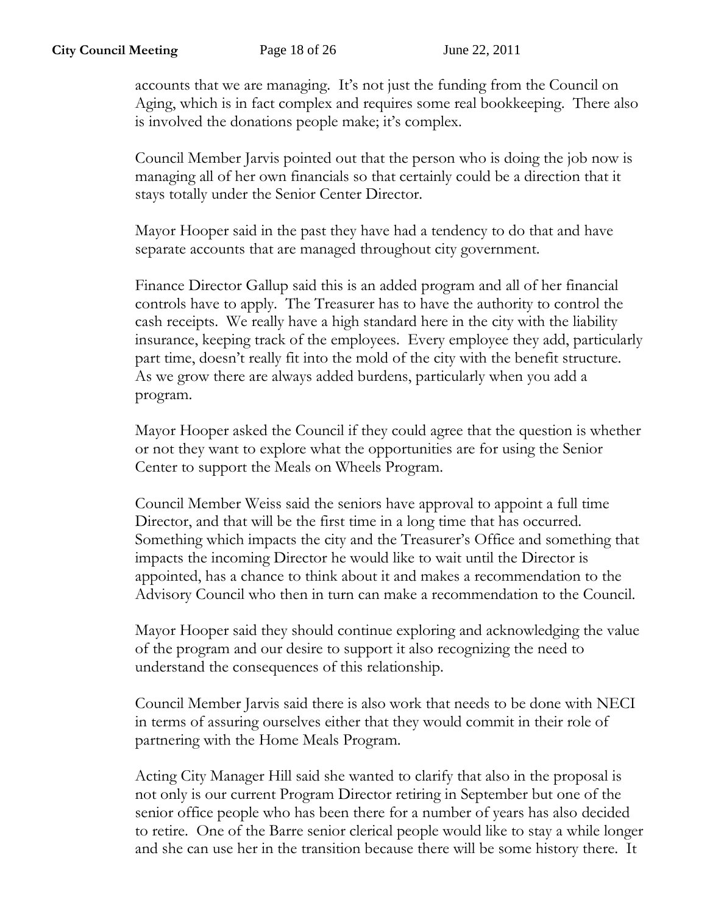accounts that we are managing. It's not just the funding from the Council on Aging, which is in fact complex and requires some real bookkeeping. There also is involved the donations people make; it's complex.

Council Member Jarvis pointed out that the person who is doing the job now is managing all of her own financials so that certainly could be a direction that it stays totally under the Senior Center Director.

Mayor Hooper said in the past they have had a tendency to do that and have separate accounts that are managed throughout city government.

Finance Director Gallup said this is an added program and all of her financial controls have to apply. The Treasurer has to have the authority to control the cash receipts. We really have a high standard here in the city with the liability insurance, keeping track of the employees. Every employee they add, particularly part time, doesn't really fit into the mold of the city with the benefit structure. As we grow there are always added burdens, particularly when you add a program.

Mayor Hooper asked the Council if they could agree that the question is whether or not they want to explore what the opportunities are for using the Senior Center to support the Meals on Wheels Program.

Council Member Weiss said the seniors have approval to appoint a full time Director, and that will be the first time in a long time that has occurred. Something which impacts the city and the Treasurer's Office and something that impacts the incoming Director he would like to wait until the Director is appointed, has a chance to think about it and makes a recommendation to the Advisory Council who then in turn can make a recommendation to the Council.

Mayor Hooper said they should continue exploring and acknowledging the value of the program and our desire to support it also recognizing the need to understand the consequences of this relationship.

Council Member Jarvis said there is also work that needs to be done with NECI in terms of assuring ourselves either that they would commit in their role of partnering with the Home Meals Program.

Acting City Manager Hill said she wanted to clarify that also in the proposal is not only is our current Program Director retiring in September but one of the senior office people who has been there for a number of years has also decided to retire. One of the Barre senior clerical people would like to stay a while longer and she can use her in the transition because there will be some history there. It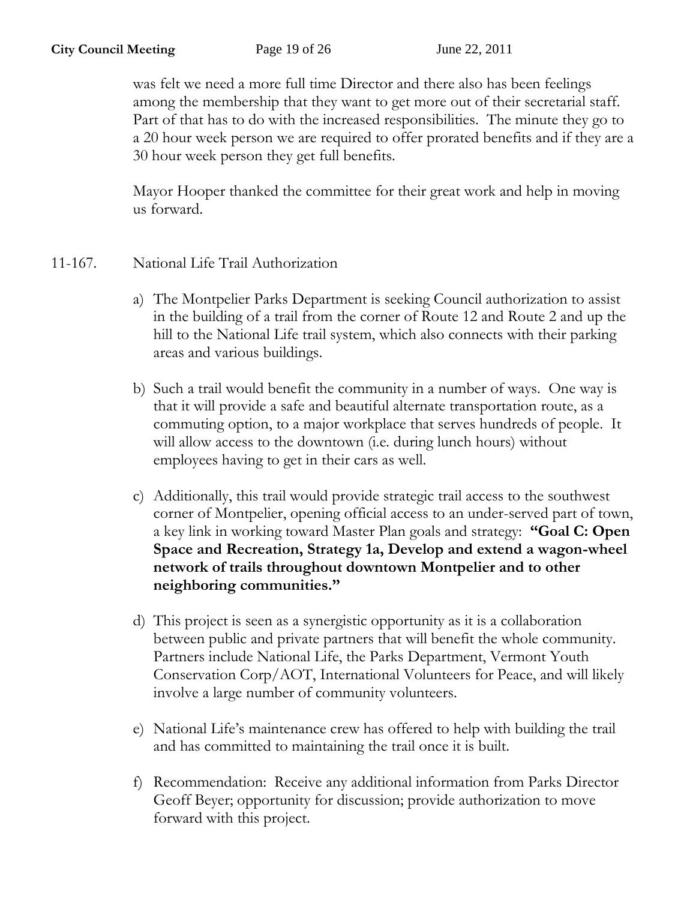was felt we need a more full time Director and there also has been feelings among the membership that they want to get more out of their secretarial staff. Part of that has to do with the increased responsibilities. The minute they go to a 20 hour week person we are required to offer prorated benefits and if they are a 30 hour week person they get full benefits.

Mayor Hooper thanked the committee for their great work and help in moving us forward.

11-167. National Life Trail Authorization

a) The Montpelier Parks Department is seeking Council authorization to assist in the building of a trail from the corner of Route 12 and Route 2 and up the hill to the National Life trail system, which also connects with their parking areas and various buildings.

b) Such a trail would benefit the community in a number of ways. One way is that it will provide a safe and beautiful alternate transportation route, as a commuting option, to a major workplace that serves hundreds of people. It will allow access to the downtown (i.e. during lunch hours) without employees having to get in their cars as well.

c) Additionally, this trail would provide strategic trail access to the southwest corner of Montpelier, opening official access to an under-served part of town, a key link in working toward Master Plan goals and strategy: **"Goal C: Open Space and Recreation, Strategy 1a, Develop and extend a wagon-wheel network of trails throughout downtown Montpelier and to other neighboring communities."**

d) This project is seen as a synergistic opportunity as it is a collaboration between public and private partners that will benefit the whole community. Partners include National Life, the Parks Department, Vermont Youth Conservation Corp/AOT, International Volunteers for Peace, and will likely involve a large number of community volunteers.

e) National Life's maintenance crew has offered to help with building the trail and has committed to maintaining the trail once it is built.

f) Recommendation: Receive any additional information from Parks Director Geoff Beyer; opportunity for discussion; provide authorization to move forward with this project.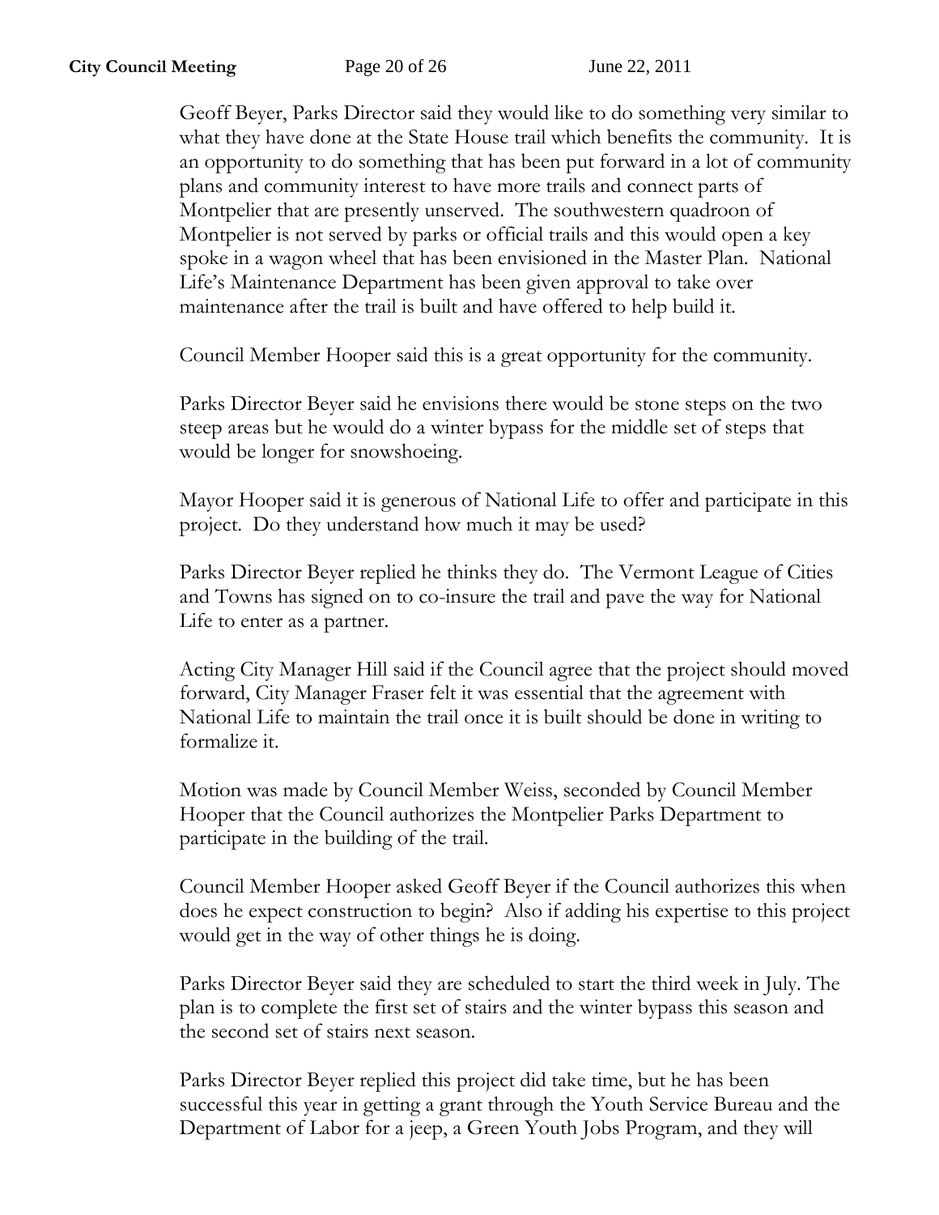Geoff Beyer, Parks Director said they would like to do something very similar to what they have done at the State House trail which benefits the community. It is an opportunity to do something that has been put forward in a lot of community plans and community interest to have more trails and connect parts of Montpelier that are presently unserved. The southwestern quadroon of Montpelier is not served by parks or official trails and this would open a key spoke in a wagon wheel that has been envisioned in the Master Plan. National Life's Maintenance Department has been given approval to take over maintenance after the trail is built and have offered to help build it.

Council Member Hooper said this is a great opportunity for the community.

Parks Director Beyer said he envisions there would be stone steps on the two steep areas but he would do a winter bypass for the middle set of steps that would be longer for snowshoeing.

Mayor Hooper said it is generous of National Life to offer and participate in this project. Do they understand how much it may be used?

Parks Director Beyer replied he thinks they do. The Vermont League of Cities and Towns has signed on to co-insure the trail and pave the way for National Life to enter as a partner.

Acting City Manager Hill said if the Council agree that the project should moved forward, City Manager Fraser felt it was essential that the agreement with National Life to maintain the trail once it is built should be done in writing to formalize it.

Motion was made by Council Member Weiss, seconded by Council Member Hooper that the Council authorizes the Montpelier Parks Department to participate in the building of the trail.

Council Member Hooper asked Geoff Beyer if the Council authorizes this when does he expect construction to begin? Also if adding his expertise to this project would get in the way of other things he is doing.

Parks Director Beyer said they are scheduled to start the third week in July. The plan is to complete the first set of stairs and the winter bypass this season and the second set of stairs next season.

Parks Director Beyer replied this project did take time, but he has been successful this year in getting a grant through the Youth Service Bureau and the Department of Labor for a jeep, a Green Youth Jobs Program, and they will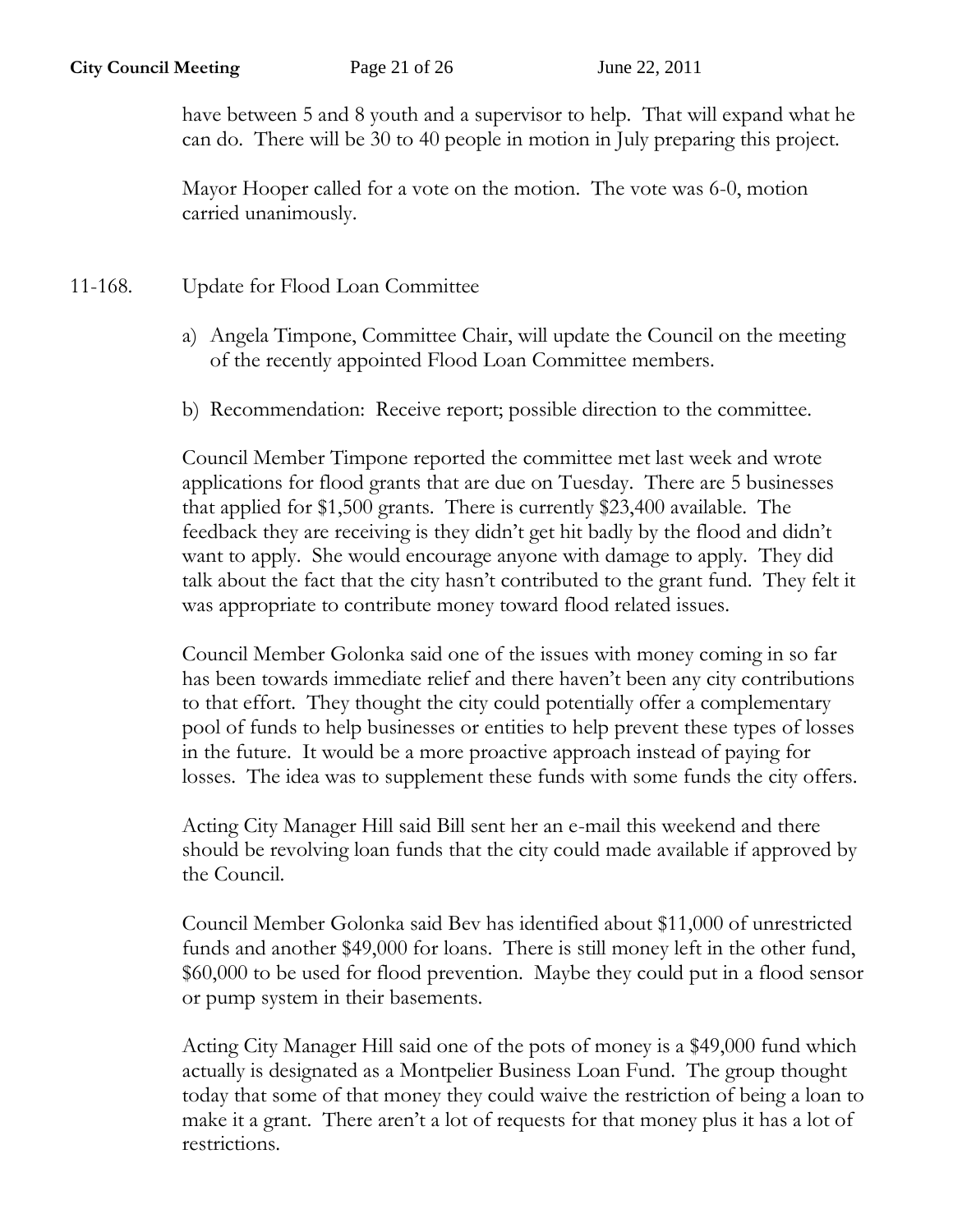have between 5 and 8 youth and a supervisor to help. That will expand what he can do. There will be 30 to 40 people in motion in July preparing this project.

Mayor Hooper called for a vote on the motion. The vote was 6-0, motion carried unanimously.

11-168. Update for Flood Loan Committee

a) Angela Timpone, Committee Chair, will update the Council on the meeting of the recently appointed Flood Loan Committee members.

b) Recommendation: Receive report; possible direction to the committee.

Council Member Timpone reported the committee met last week and wrote applications for flood grants that are due on Tuesday. There are 5 businesses that applied for $1,500 grants. There is currently $23,400 available. The feedback they are receiving is they didn't get hit badly by the flood and didn't want to apply. She would encourage anyone with damage to apply. They did talk about the fact that the city hasn't contributed to the grant fund. They felt it was appropriate to contribute money toward flood related issues.

Council Member Golonka said one of the issues with money coming in so far has been towards immediate relief and there haven't been any city contributions to that effort. They thought the city could potentially offer a complementary pool of funds to help businesses or entities to help prevent these types of losses in the future. It would be a more proactive approach instead of paying for losses. The idea was to supplement these funds with some funds the city offers.

Acting City Manager Hill said Bill sent her an e-mail this weekend and there should be revolving loan funds that the city could made available if approved by the Council.

Council Member Golonka said Bev has identified about $11,000 of unrestricted funds and another $49,000 for loans. There is still money left in the other fund, $60,000 to be used for flood prevention. Maybe they could put in a flood sensor or pump system in their basements.

Acting City Manager Hill said one of the pots of money is a $49,000 fund which actually is designated as a Montpelier Business Loan Fund. The group thought today that some of that money they could waive the restriction of being a loan to make it a grant. There aren't a lot of requests for that money plus it has a lot of restrictions.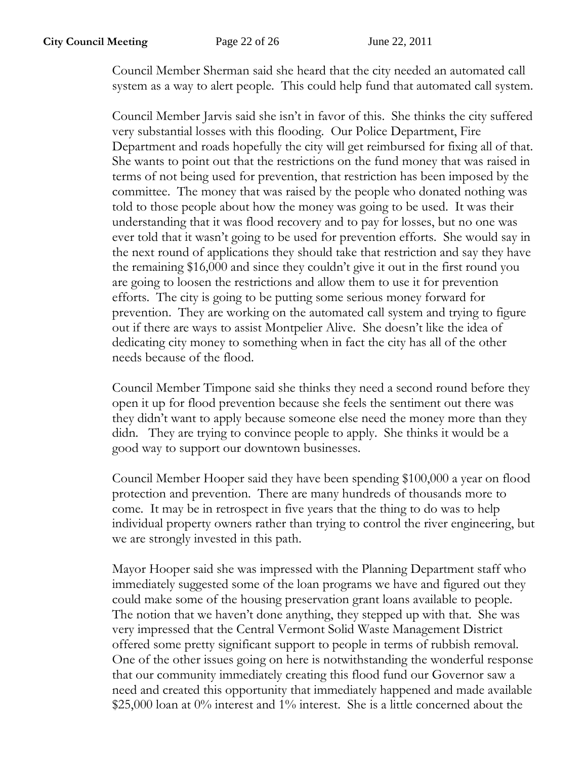Council Member Sherman said she heard that the city needed an automated call system as a way to alert people. This could help fund that automated call system.

Council Member Jarvis said she isn't in favor of this. She thinks the city suffered very substantial losses with this flooding. Our Police Department, Fire Department and roads hopefully the city will get reimbursed for fixing all of that. She wants to point out that the restrictions on the fund money that was raised in terms of not being used for prevention, that restriction has been imposed by the committee. The money that was raised by the people who donated nothing was told to those people about how the money was going to be used. It was their understanding that it was flood recovery and to pay for losses, but no one was ever told that it wasn't going to be used for prevention efforts. She would say in the next round of applications they should take that restriction and say they have the remaining $16,000 and since they couldn't give it out in the first round you are going to loosen the restrictions and allow them to use it for prevention efforts. The city is going to be putting some serious money forward for prevention. They are working on the automated call system and trying to figure out if there are ways to assist Montpelier Alive. She doesn't like the idea of dedicating city money to something when in fact the city has all of the other needs because of the flood.

Council Member Timpone said she thinks they need a second round before they open it up for flood prevention because she feels the sentiment out there was they didn't want to apply because someone else need the money more than they didn. They are trying to convince people to apply. She thinks it would be a good way to support our downtown businesses.

Council Member Hooper said they have been spending $100,000 a year on flood protection and prevention. There are many hundreds of thousands more to come. It may be in retrospect in five years that the thing to do was to help individual property owners rather than trying to control the river engineering, but we are strongly invested in this path.

Mayor Hooper said she was impressed with the Planning Department staff who immediately suggested some of the loan programs we have and figured out they could make some of the housing preservation grant loans available to people. The notion that we haven't done anything, they stepped up with that. She was very impressed that the Central Vermont Solid Waste Management District offered some pretty significant support to people in terms of rubbish removal. One of the other issues going on here is notwithstanding the wonderful response that our community immediately creating this flood fund our Governor saw a need and created this opportunity that immediately happened and made available $25,000 loan at 0% interest and 1% interest. She is a little concerned about the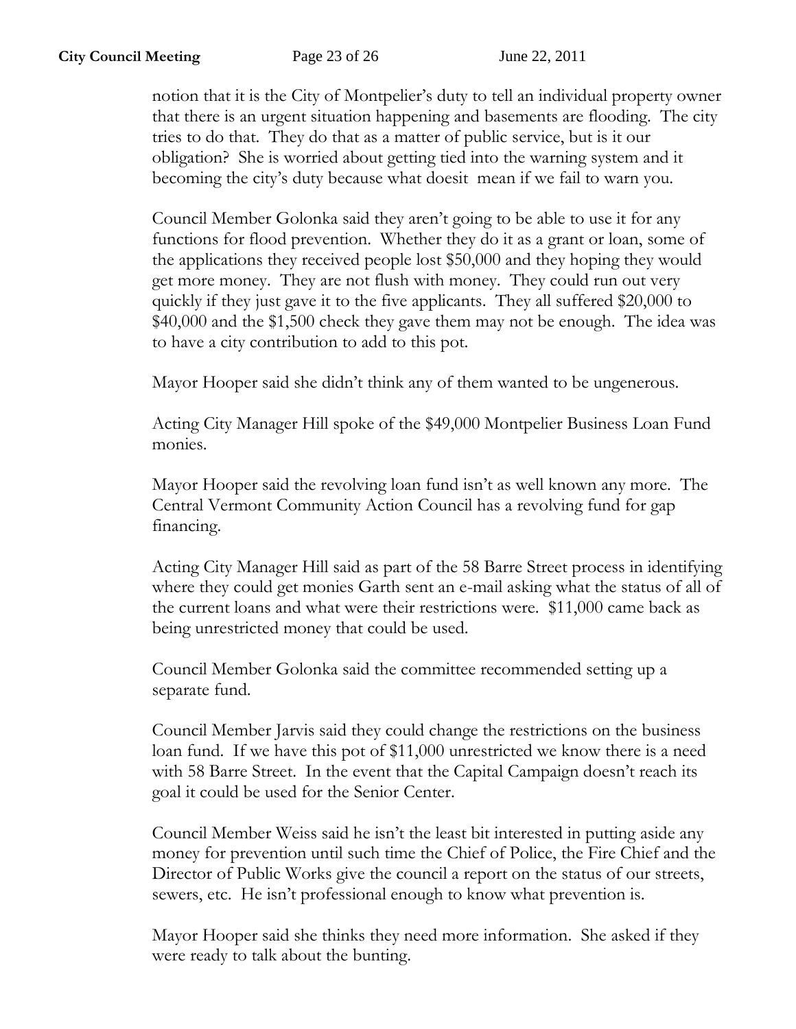notion that it is the City of Montpelier's duty to tell an individual property owner that there is an urgent situation happening and basements are flooding. The city tries to do that. They do that as a matter of public service, but is it our obligation? She is worried about getting tied into the warning system and it becoming the city's duty because what doesit mean if we fail to warn you.

Council Member Golonka said they aren't going to be able to use it for any functions for flood prevention. Whether they do it as a grant or loan, some of the applications they received people lost $50,000 and they hoping they would get more money. They are not flush with money. They could run out very quickly if they just gave it to the five applicants. They all suffered $20,000 to $40,000 and the $1,500 check they gave them may not be enough. The idea was to have a city contribution to add to this pot.

Mayor Hooper said she didn't think any of them wanted to be ungenerous.

Acting City Manager Hill spoke of the $49,000 Montpelier Business Loan Fund monies.

Mayor Hooper said the revolving loan fund isn't as well known any more. The Central Vermont Community Action Council has a revolving fund for gap financing.

Acting City Manager Hill said as part of the 58 Barre Street process in identifying where they could get monies Garth sent an e-mail asking what the status of all of the current loans and what were their restrictions were. $11,000 came back as being unrestricted money that could be used.

Council Member Golonka said the committee recommended setting up a separate fund.

Council Member Jarvis said they could change the restrictions on the business loan fund. If we have this pot of $11,000 unrestricted we know there is a need with 58 Barre Street. In the event that the Capital Campaign doesn't reach its goal it could be used for the Senior Center.

Council Member Weiss said he isn't the least bit interested in putting aside any money for prevention until such time the Chief of Police, the Fire Chief and the Director of Public Works give the council a report on the status of our streets, sewers, etc. He isn't professional enough to know what prevention is.

Mayor Hooper said she thinks they need more information. She asked if they were ready to talk about the bunting.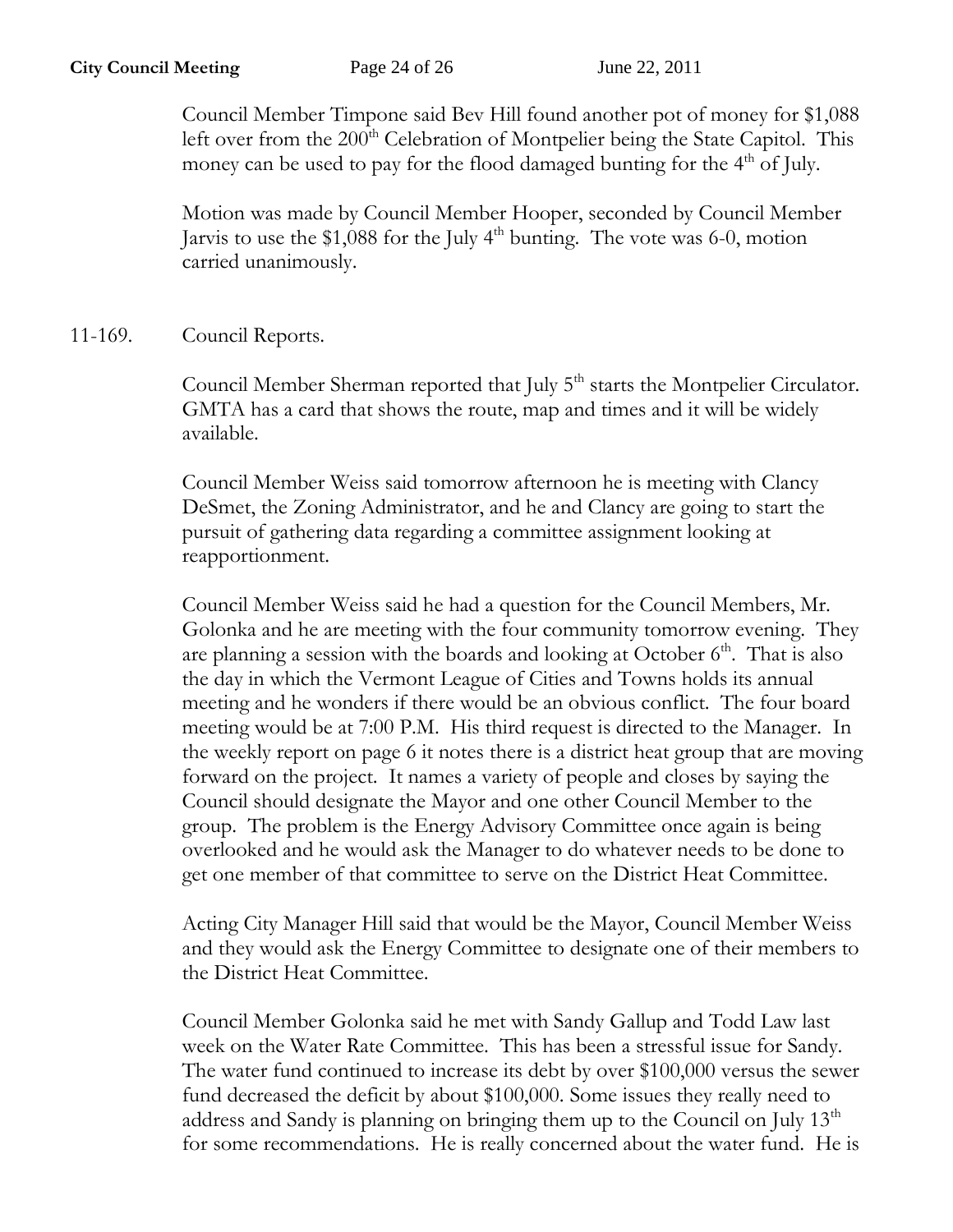Council Member Timpone said Bev Hill found another pot of money for $1,088 left over from the 200th Celebration of Montpelier being the State Capitol. This money can be used to pay for the flood damaged bunting for the 4th of July.

Motion was made by Council Member Hooper, seconded by Council Member Jarvis to use the $1,088 for the July 4th bunting. The vote was 6-0, motion carried unanimously.

11-169. Council Reports.

Council Member Sherman reported that July 5th starts the Montpelier Circulator. GMTA has a card that shows the route, map and times and it will be widely available.

Council Member Weiss said tomorrow afternoon he is meeting with Clancy DeSmet, the Zoning Administrator, and he and Clancy are going to start the pursuit of gathering data regarding a committee assignment looking at reapportionment.

Council Member Weiss said he had a question for the Council Members, Mr. Golonka and he are meeting with the four community tomorrow evening. They are planning a session with the boards and looking at October 6th. That is also the day in which the Vermont League of Cities and Towns holds its annual meeting and he wonders if there would be an obvious conflict. The four board meeting would be at 7:00 P.M. His third request is directed to the Manager. In the weekly report on page 6 it notes there is a district heat group that are moving forward on the project. It names a variety of people and closes by saying the Council should designate the Mayor and one other Council Member to the group. The problem is the Energy Advisory Committee once again is being overlooked and he would ask the Manager to do whatever needs to be done to get one member of that committee to serve on the District Heat Committee.

Acting City Manager Hill said that would be the Mayor, Council Member Weiss and they would ask the Energy Committee to designate one of their members to the District Heat Committee.

Council Member Golonka said he met with Sandy Gallup and Todd Law last week on the Water Rate Committee. This has been a stressful issue for Sandy. The water fund continued to increase its debt by over $100,000 versus the sewer fund decreased the deficit by about $100,000. Some issues they really need to address and Sandy is planning on bringing them up to the Council on July 13th for some recommendations. He is really concerned about the water fund. He is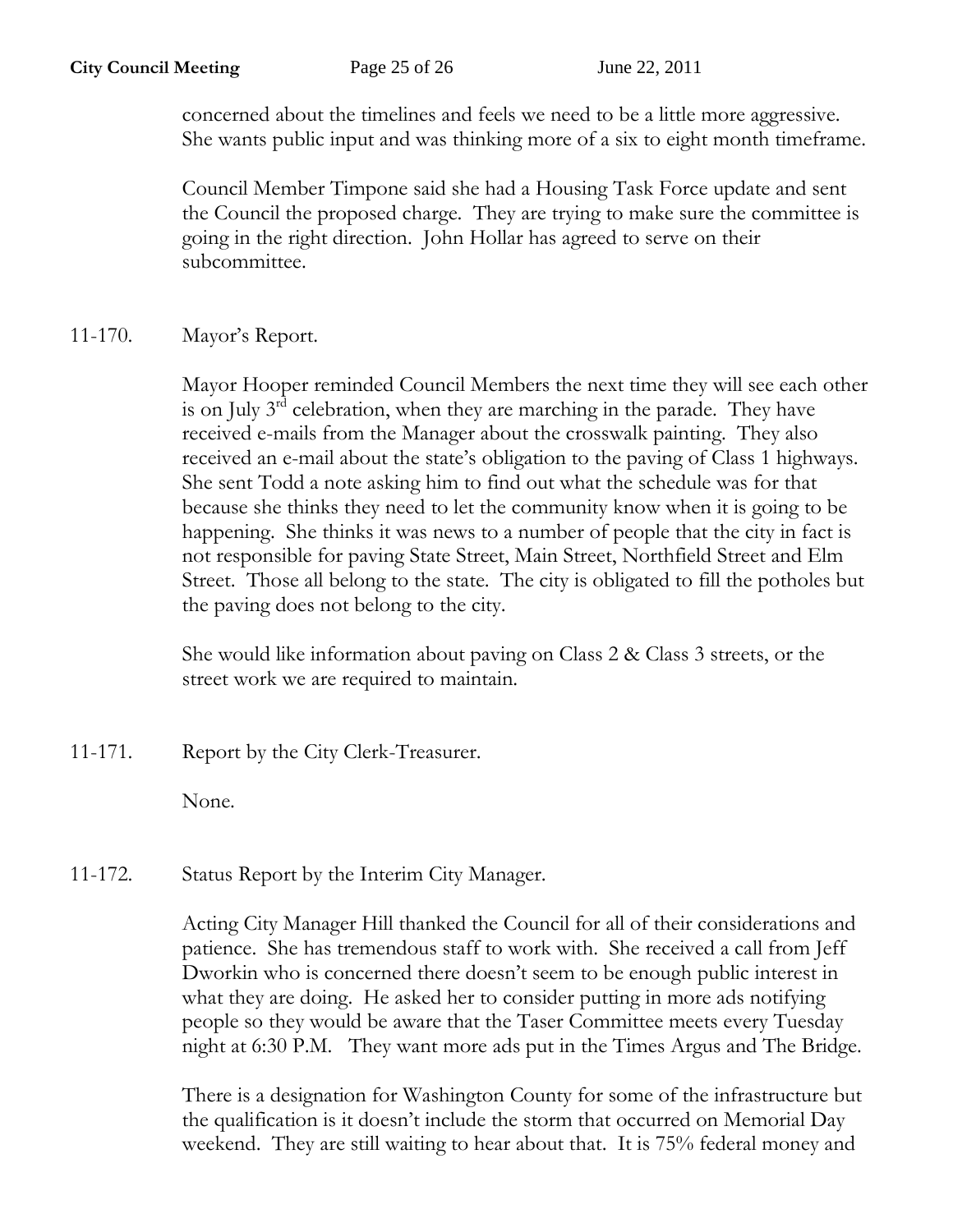concerned about the timelines and feels we need to be a little more aggressive. She wants public input and was thinking more of a six to eight month timeframe.

Council Member Timpone said she had a Housing Task Force update and sent the Council the proposed charge. They are trying to make sure the committee is going in the right direction. John Hollar has agreed to serve on their subcommittee.

11-170. Mayor's Report.

Mayor Hooper reminded Council Members the next time they will see each other is on July 3rd celebration, when they are marching in the parade. They have received e-mails from the Manager about the crosswalk painting. They also received an e-mail about the state's obligation to the paving of Class 1 highways. She sent Todd a note asking him to find out what the schedule was for that because she thinks they need to let the community know when it is going to be happening. She thinks it was news to a number of people that the city in fact is not responsible for paving State Street, Main Street, Northfield Street and Elm Street. Those all belong to the state. The city is obligated to fill the potholes but the paving does not belong to the city.

She would like information about paving on Class 2 & Class 3 streets, or the street work we are required to maintain.

11-171. Report by the City Clerk-Treasurer.

None.

11-172. Status Report by the Interim City Manager.

Acting City Manager Hill thanked the Council for all of their considerations and patience. She has tremendous staff to work with. She received a call from Jeff Dworkin who is concerned there doesn't seem to be enough public interest in what they are doing. He asked her to consider putting in more ads notifying people so they would be aware that the Taser Committee meets every Tuesday night at 6:30 P.M. They want more ads put in the Times Argus and The Bridge.

There is a designation for Washington County for some of the infrastructure but the qualification is it doesn't include the storm that occurred on Memorial Day weekend. They are still waiting to hear about that. It is 75% federal money and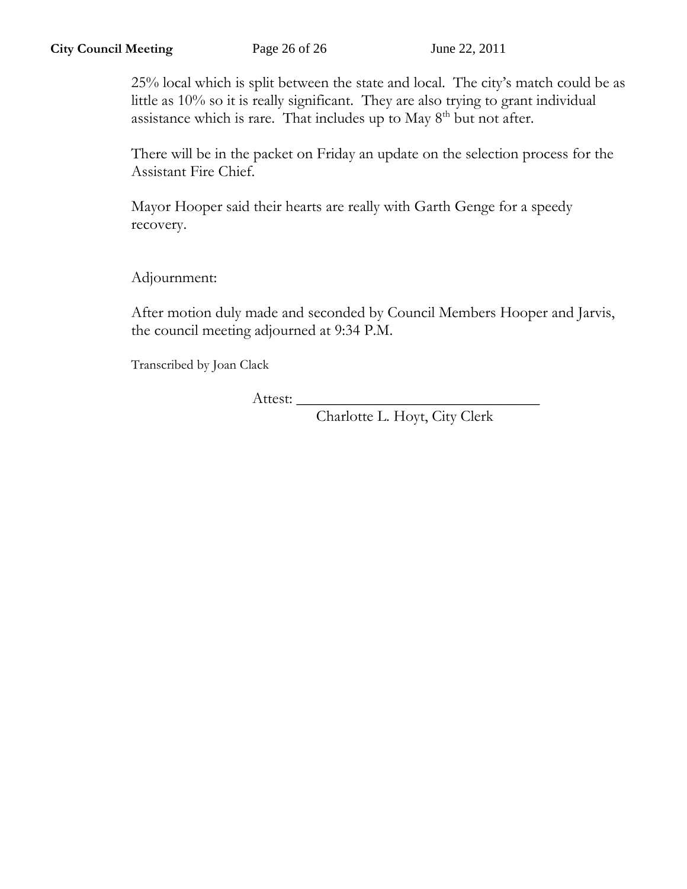25% local which is split between the state and local. The city's match could be as little as 10% so it is really significant. They are also trying to grant individual assistance which is rare. That includes up to May 8th but not after.

There will be in the packet on Friday an update on the selection process for the Assistant Fire Chief.

Mayor Hooper said their hearts are really with Garth Genge for a speedy recovery.

Adjournment:

After motion duly made and seconded by Council Members Hooper and Jarvis, the council meeting adjourned at 9:34 P.M.

Transcribed by Joan Clack

Attest: ________________________________

Charlotte L. Hoyt, City Clerk